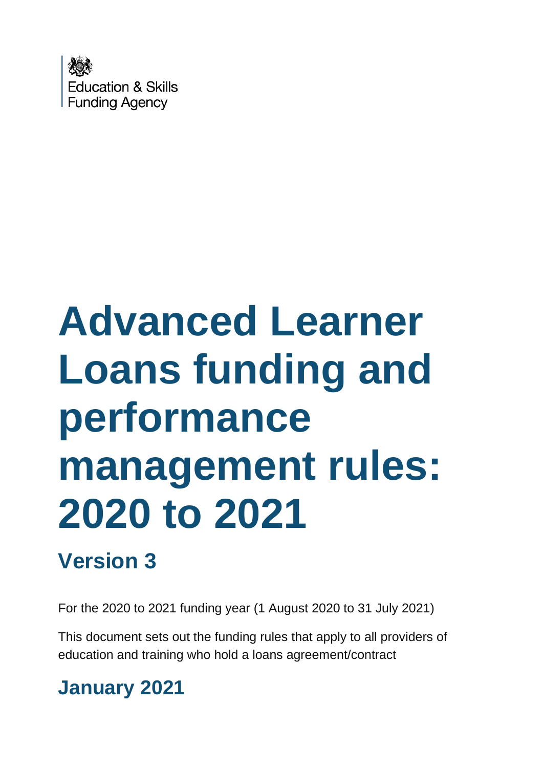Education & Skills
Funding Agency

# Advanced Learner Loans funding and performance management rules: 2020 to 2021

## Version 3

For the 2020 to 2021 funding year (1 August 2020 to 31 July 2021)

This document sets out the funding rules that apply to all providers of education and training who hold a loans agreement/contract

## January 2021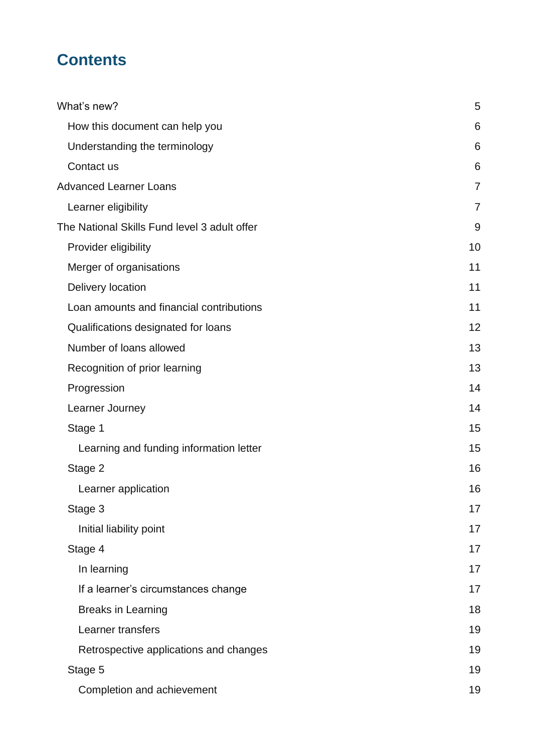# Contents

What's new? 5

- How this document can help you 6
- Understanding the terminology 6
- Contact us 6

Advanced Learner Loans 7

- Learner eligibility 7

The National Skills Fund level 3 adult offer 9

- Provider eligibility 10
- Merger of organisations 11
- Delivery location 11
- Loan amounts and financial contributions 11
- Qualifications designated for loans 12
- Number of loans allowed 13
- Recognition of prior learning 13
- Progression 14
- Learner Journey 14
- Stage 1 15
  - Learning and funding information letter 15
- Stage 2 16
  - Learner application 16
- Stage 3 17
  - Initial liability point 17
- Stage 4 17
  - In learning 17
  - If a learner's circumstances change 17
  - Breaks in Learning 18
  - Learner transfers 19
  - Retrospective applications and changes 19
- Stage 5 19
  - Completion and achievement 19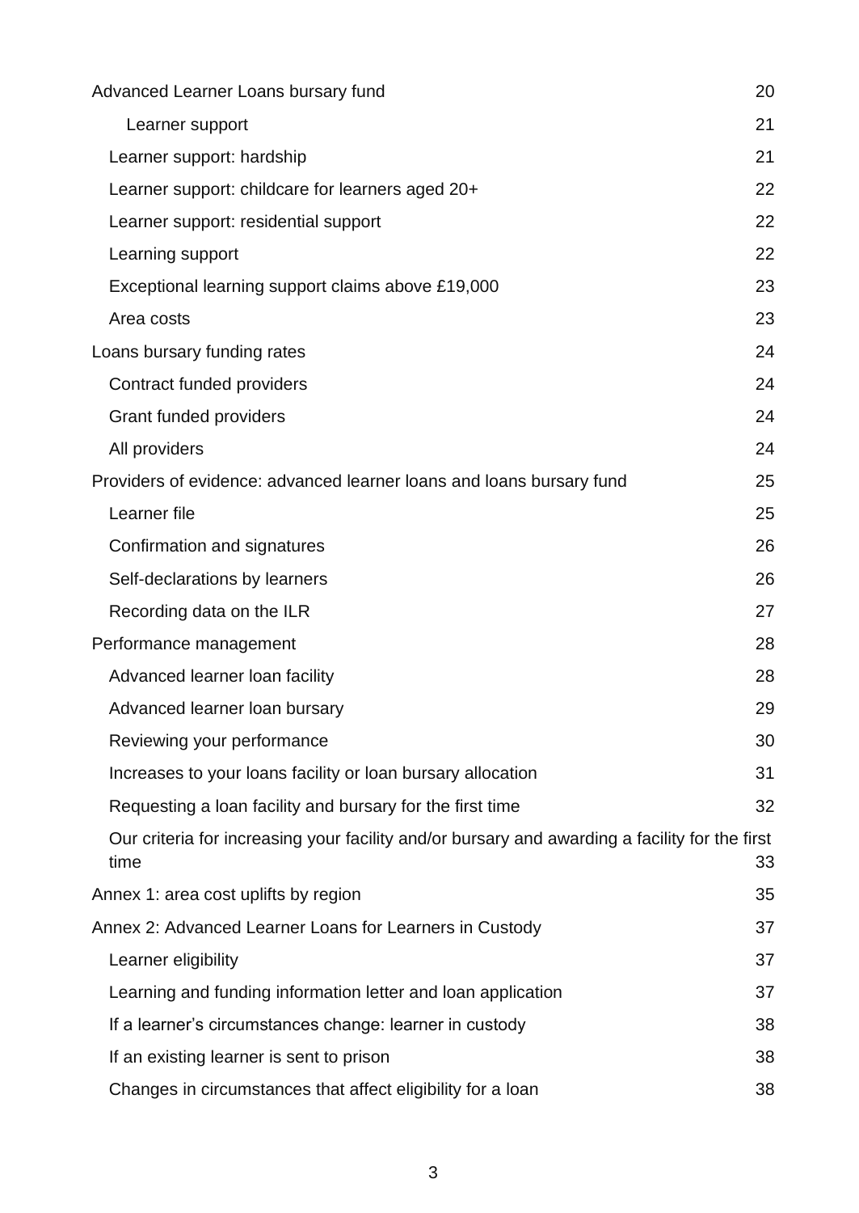- Advanced Learner Loans bursary fund 20
    - Learner support 21
  - Learner support: hardship 21
  - Learner support: childcare for learners aged 20+ 22
  - Learner support: residential support 22
  - Learning support 22
  - Exceptional learning support claims above £19,000 23
  - Area costs 23
- Loans bursary funding rates 24
  - Contract funded providers 24
  - Grant funded providers 24
  - All providers 24
- Providers of evidence: advanced learner loans and loans bursary fund 25
  - Learner file 25
  - Confirmation and signatures 26
  - Self-declarations by learners 26
  - Recording data on the ILR 27
- Performance management 28
  - Advanced learner loan facility 28
  - Advanced learner loan bursary 29
  - Reviewing your performance 30
  - Increases to your loans facility or loan bursary allocation 31
  - Requesting a loan facility and bursary for the first time 32
  - Our criteria for increasing your facility and/or bursary and awarding a facility for the first time 33
- Annex 1: area cost uplifts by region 35
- Annex 2: Advanced Learner Loans for Learners in Custody 37
  - Learner eligibility 37
  - Learning and funding information letter and loan application 37
  - If a learner's circumstances change: learner in custody 38
  - If an existing learner is sent to prison 38
  - Changes in circumstances that affect eligibility for a loan 38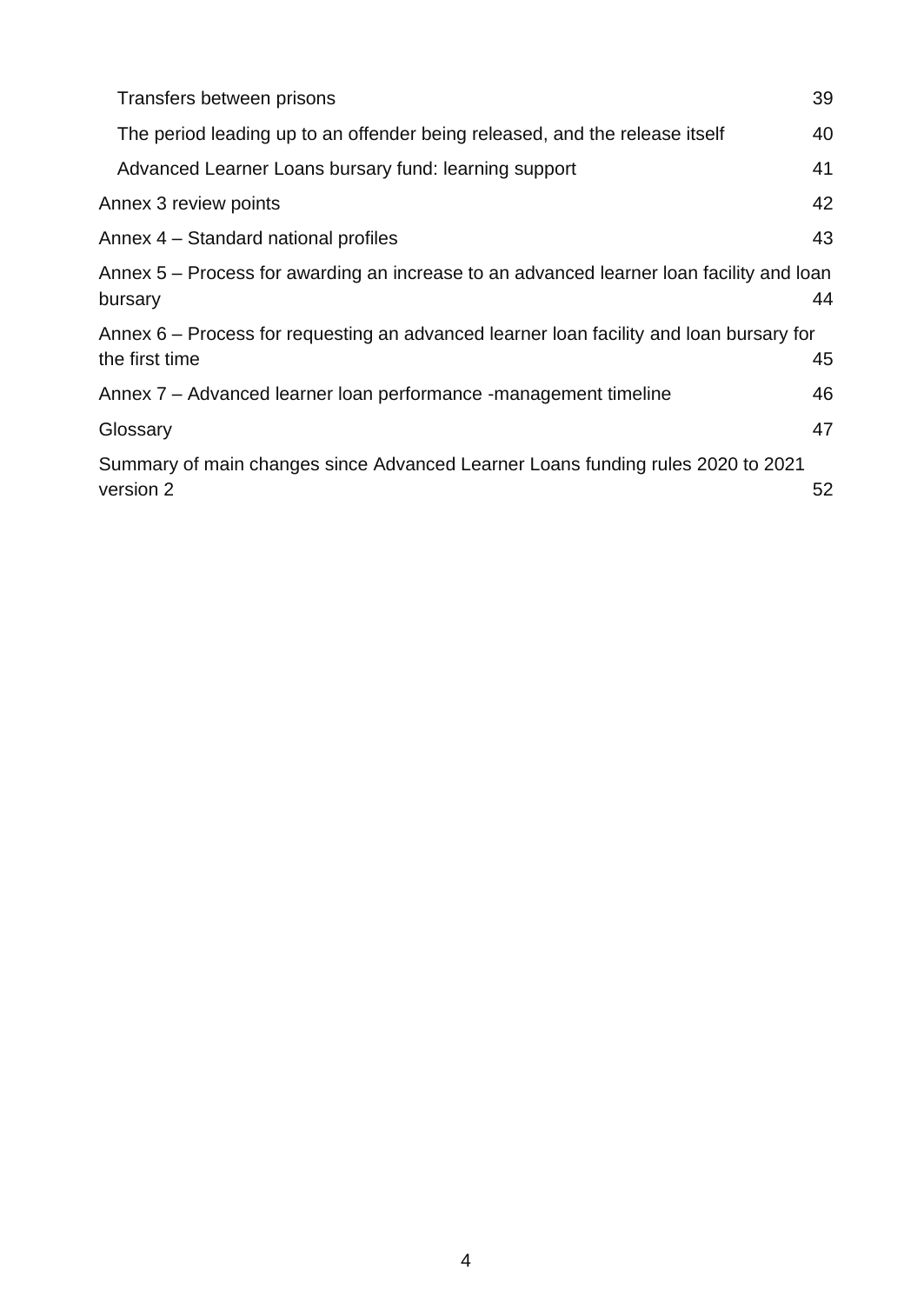Transfers between prisons 39

The period leading up to an offender being released, and the release itself 40

Advanced Learner Loans bursary fund: learning support 41

Annex 3 review points 42

Annex 4 – Standard national profiles 43

Annex 5 – Process for awarding an increase to an advanced learner loan facility and loan bursary 44

Annex 6 – Process for requesting an advanced learner loan facility and loan bursary for the first time 45

Annex 7 – Advanced learner loan performance -management timeline 46

Glossary 47

Summary of main changes since Advanced Learner Loans funding rules 2020 to 2021 version 2 52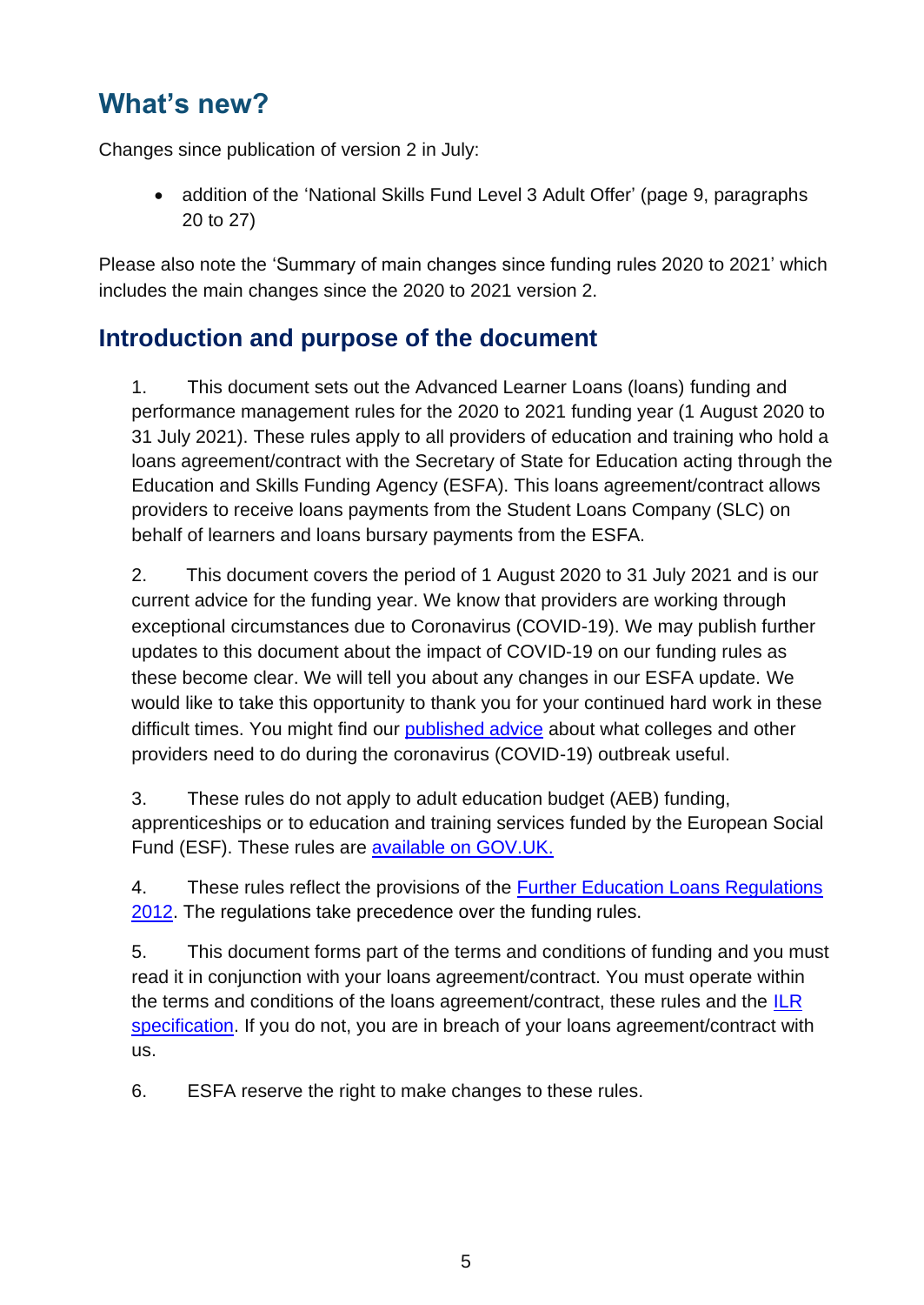## What's new?

Changes since publication of version 2 in July:

- addition of the 'National Skills Fund Level 3 Adult Offer' (page 9, paragraphs 20 to 27)

Please also note the 'Summary of main changes since funding rules 2020 to 2021' which includes the main changes since the 2020 to 2021 version 2.

## Introduction and purpose of the document

1. This document sets out the Advanced Learner Loans (loans) funding and performance management rules for the 2020 to 2021 funding year (1 August 2020 to 31 July 2021). These rules apply to all providers of education and training who hold a loans agreement/contract with the Secretary of State for Education acting through the Education and Skills Funding Agency (ESFA). This loans agreement/contract allows providers to receive loans payments from the Student Loans Company (SLC) on behalf of learners and loans bursary payments from the ESFA.

2. This document covers the period of 1 August 2020 to 31 July 2021 and is our current advice for the funding year. We know that providers are working through exceptional circumstances due to Coronavirus (COVID-19). We may publish further updates to this document about the impact of COVID-19 on our funding rules as these become clear. We will tell you about any changes in our ESFA update. We would like to take this opportunity to thank you for your continued hard work in these difficult times. You might find our published advice about what colleges and other providers need to do during the coronavirus (COVID-19) outbreak useful.

3. These rules do not apply to adult education budget (AEB) funding, apprenticeships or to education and training services funded by the European Social Fund (ESF). These rules are available on GOV.UK.

4. These rules reflect the provisions of the Further Education Loans Regulations 2012. The regulations take precedence over the funding rules.

5. This document forms part of the terms and conditions of funding and you must read it in conjunction with your loans agreement/contract. You must operate within the terms and conditions of the loans agreement/contract, these rules and the ILR specification. If you do not, you are in breach of your loans agreement/contract with us.

6. ESFA reserve the right to make changes to these rules.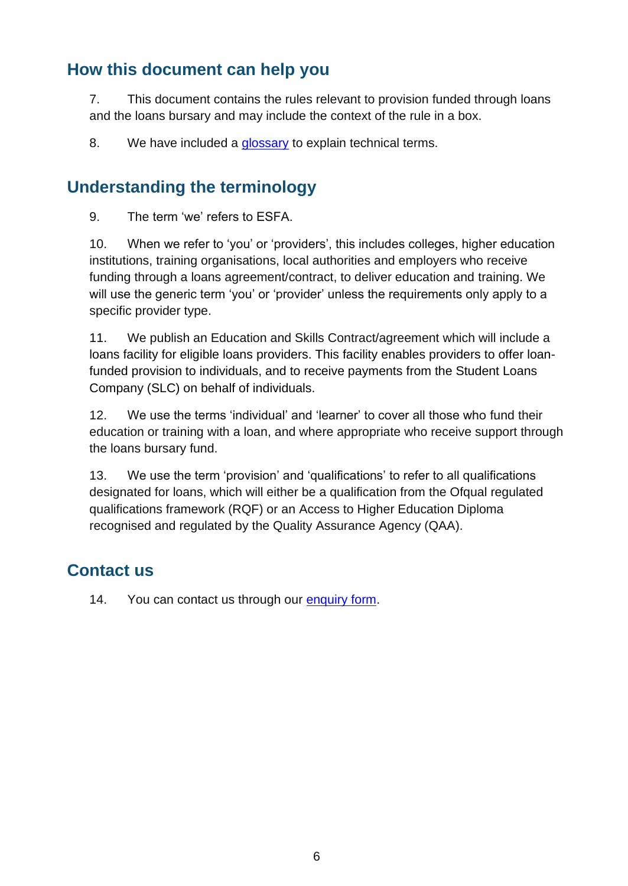## How this document can help you

7. This document contains the rules relevant to provision funded through loans and the loans bursary and may include the context of the rule in a box.

8. We have included a [glossary](#) to explain technical terms.

## Understanding the terminology

9. The term 'we' refers to ESFA.

10. When we refer to 'you' or 'providers', this includes colleges, higher education institutions, training organisations, local authorities and employers who receive funding through a loans agreement/contract, to deliver education and training. We will use the generic term 'you' or 'provider' unless the requirements only apply to a specific provider type.

11. We publish an Education and Skills Contract/agreement which will include a loans facility for eligible loans providers. This facility enables providers to offer loan-funded provision to individuals, and to receive payments from the Student Loans Company (SLC) on behalf of individuals.

12. We use the terms 'individual' and 'learner' to cover all those who fund their education or training with a loan, and where appropriate who receive support through the loans bursary fund.

13. We use the term 'provision' and 'qualifications' to refer to all qualifications designated for loans, which will either be a qualification from the Ofqual regulated qualifications framework (RQF) or an Access to Higher Education Diploma recognised and regulated by the Quality Assurance Agency (QAA).

## Contact us

14. You can contact us through our [enquiry form](#).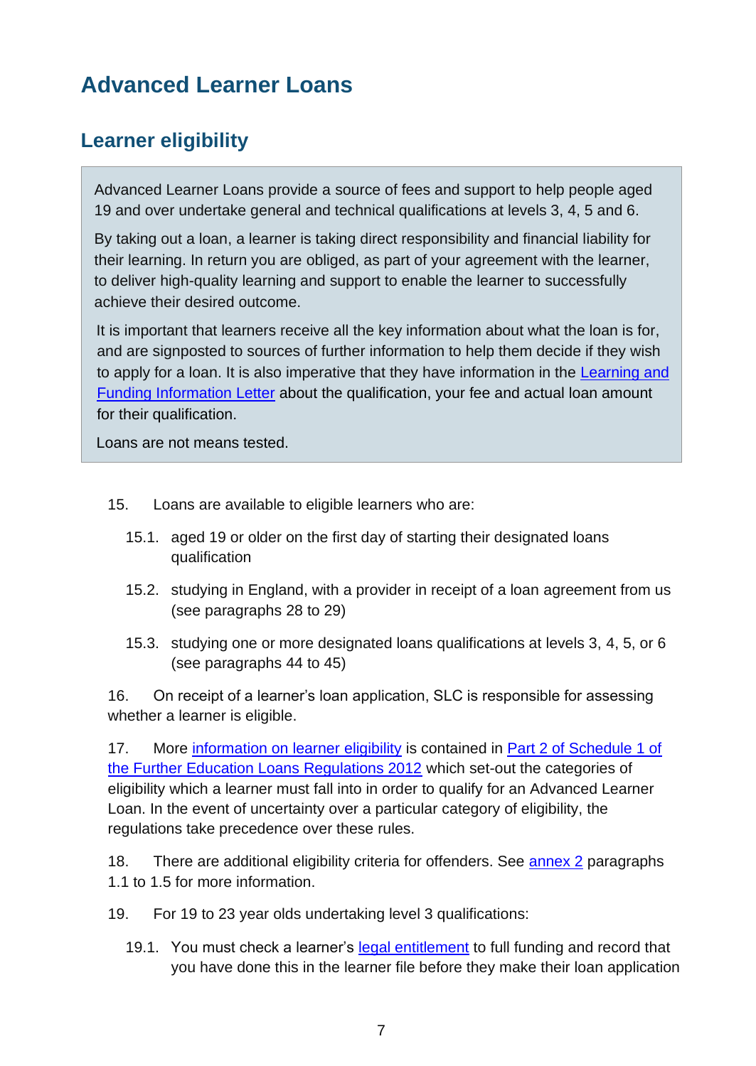# Advanced Learner Loans

## Learner eligibility

Advanced Learner Loans provide a source of fees and support to help people aged 19 and over undertake general and technical qualifications at levels 3, 4, 5 and 6.

By taking out a loan, a learner is taking direct responsibility and financial liability for their learning. In return you are obliged, as part of your agreement with the learner, to deliver high-quality learning and support to enable the learner to successfully achieve their desired outcome.

It is important that learners receive all the key information about what the loan is for, and are signposted to sources of further information to help them decide if they wish to apply for a loan. It is also imperative that they have information in the Learning and Funding Information Letter about the qualification, your fee and actual loan amount for their qualification.

Loans are not means tested.

15. Loans are available to eligible learners who are:

    15.1. aged 19 or older on the first day of starting their designated loans qualification

    15.2. studying in England, with a provider in receipt of a loan agreement from us (see paragraphs 28 to 29)

    15.3. studying one or more designated loans qualifications at levels 3, 4, 5, or 6 (see paragraphs 44 to 45)

16. On receipt of a learner's loan application, SLC is responsible for assessing whether a learner is eligible.

17. More information on learner eligibility is contained in Part 2 of Schedule 1 of the Further Education Loans Regulations 2012 which set-out the categories of eligibility which a learner must fall into in order to qualify for an Advanced Learner Loan. In the event of uncertainty over a particular category of eligibility, the regulations take precedence over these rules.

18. There are additional eligibility criteria for offenders. See annex 2 paragraphs 1.1 to 1.5 for more information.

19. For 19 to 23 year olds undertaking level 3 qualifications:

    19.1. You must check a learner's legal entitlement to full funding and record that you have done this in the learner file before they make their loan application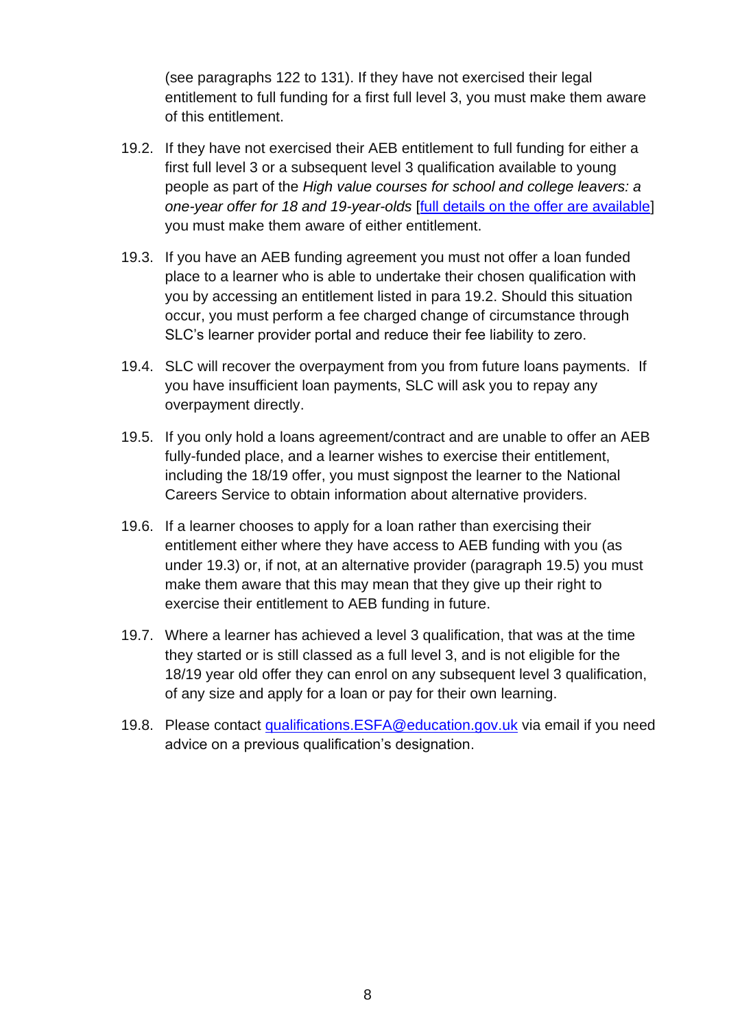(see paragraphs 122 to 131). If they have not exercised their legal entitlement to full funding for a first full level 3, you must make them aware of this entitlement.

19.2. If they have not exercised their AEB entitlement to full funding for either a first full level 3 or a subsequent level 3 qualification available to young people as part of the *High value courses for school and college leavers: a one-year offer for 18 and 19-year-olds* [full details on the offer are available] you must make them aware of either entitlement.

19.3. If you have an AEB funding agreement you must not offer a loan funded place to a learner who is able to undertake their chosen qualification with you by accessing an entitlement listed in para 19.2. Should this situation occur, you must perform a fee charged change of circumstance through SLC's learner provider portal and reduce their fee liability to zero.

19.4. SLC will recover the overpayment from you from future loans payments. If you have insufficient loan payments, SLC will ask you to repay any overpayment directly.

19.5. If you only hold a loans agreement/contract and are unable to offer an AEB fully-funded place, and a learner wishes to exercise their entitlement, including the 18/19 offer, you must signpost the learner to the National Careers Service to obtain information about alternative providers.

19.6. If a learner chooses to apply for a loan rather than exercising their entitlement either where they have access to AEB funding with you (as under 19.3) or, if not, at an alternative provider (paragraph 19.5) you must make them aware that this may mean that they give up their right to exercise their entitlement to AEB funding in future.

19.7. Where a learner has achieved a level 3 qualification, that was at the time they started or is still classed as a full level 3, and is not eligible for the 18/19 year old offer they can enrol on any subsequent level 3 qualification, of any size and apply for a loan or pay for their own learning.

19.8. Please contact qualifications.ESFA@education.gov.uk via email if you need advice on a previous qualification's designation.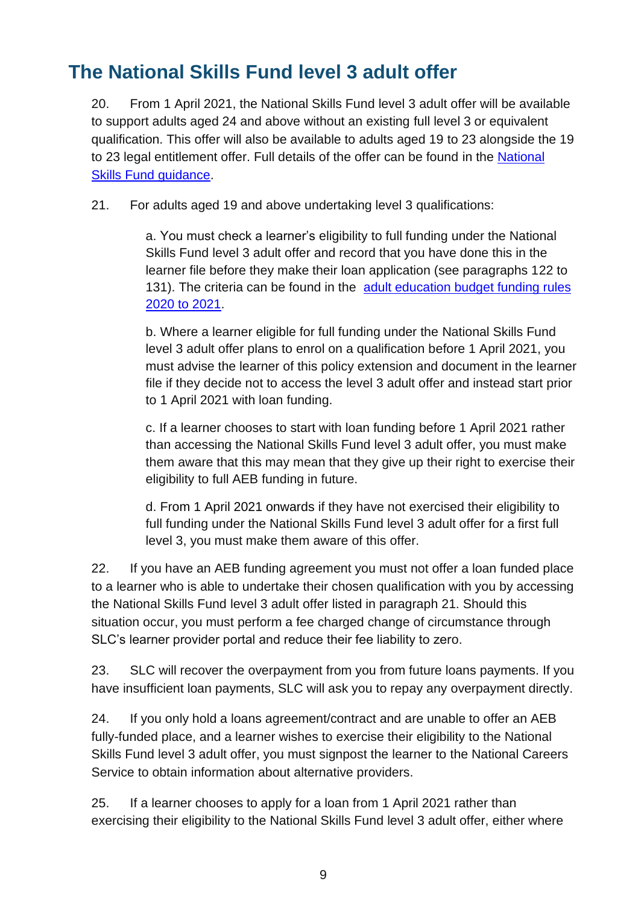## The National Skills Fund level 3 adult offer

20. From 1 April 2021, the National Skills Fund level 3 adult offer will be available to support adults aged 24 and above without an existing full level 3 or equivalent qualification. This offer will also be available to adults aged 19 to 23 alongside the 19 to 23 legal entitlement offer. Full details of the offer can be found in the [National Skills Fund guidance](#).

21. For adults aged 19 and above undertaking level 3 qualifications:

    a. You must check a learner's eligibility to full funding under the National Skills Fund level 3 adult offer and record that you have done this in the learner file before they make their loan application (see paragraphs 122 to 131). The criteria can be found in the [adult education budget funding rules 2020 to 2021](#).

    b. Where a learner eligible for full funding under the National Skills Fund level 3 adult offer plans to enrol on a qualification before 1 April 2021, you must advise the learner of this policy extension and document in the learner file if they decide not to access the level 3 adult offer and instead start prior to 1 April 2021 with loan funding.

    c. If a learner chooses to start with loan funding before 1 April 2021 rather than accessing the National Skills Fund level 3 adult offer, you must make them aware that this may mean that they give up their right to exercise their eligibility to full AEB funding in future.

    d. From 1 April 2021 onwards if they have not exercised their eligibility to full funding under the National Skills Fund level 3 adult offer for a first full level 3, you must make them aware of this offer.

22. If you have an AEB funding agreement you must not offer a loan funded place to a learner who is able to undertake their chosen qualification with you by accessing the National Skills Fund level 3 adult offer listed in paragraph 21. Should this situation occur, you must perform a fee charged change of circumstance through SLC's learner provider portal and reduce their fee liability to zero.

23. SLC will recover the overpayment from you from future loans payments. If you have insufficient loan payments, SLC will ask you to repay any overpayment directly.

24. If you only hold a loans agreement/contract and are unable to offer an AEB fully-funded place, and a learner wishes to exercise their eligibility to the National Skills Fund level 3 adult offer, you must signpost the learner to the National Careers Service to obtain information about alternative providers.

25. If a learner chooses to apply for a loan from 1 April 2021 rather than exercising their eligibility to the National Skills Fund level 3 adult offer, either where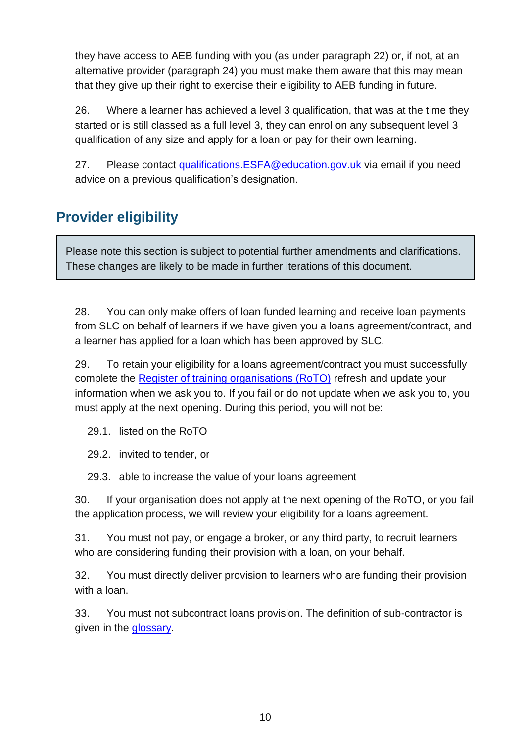they have access to AEB funding with you (as under paragraph 22) or, if not, at an alternative provider (paragraph 24) you must make them aware that this may mean that they give up their right to exercise their eligibility to AEB funding in future.

26. Where a learner has achieved a level 3 qualification, that was at the time they started or is still classed as a full level 3, they can enrol on any subsequent level 3 qualification of any size and apply for a loan or pay for their own learning.

27. Please contact [qualifications.ESFA@education.gov.uk](mailto:qualifications.ESFA@education.gov.uk) via email if you need advice on a previous qualification's designation.

## Provider eligibility

> Please note this section is subject to potential further amendments and clarifications. These changes are likely to be made in further iterations of this document.

28. You can only make offers of loan funded learning and receive loan payments from SLC on behalf of learners if we have given you a loans agreement/contract, and a learner has applied for a loan which has been approved by SLC.

29. To retain your eligibility for a loans agreement/contract you must successfully complete the Register of training organisations (RoTO) refresh and update your information when we ask you to. If you fail or do not update when we ask you to, you must apply at the next opening. During this period, you will not be:

    29.1. listed on the RoTO

    29.2. invited to tender, or

    29.3. able to increase the value of your loans agreement

30. If your organisation does not apply at the next opening of the RoTO, or you fail the application process, we will review your eligibility for a loans agreement.

31. You must not pay, or engage a broker, or any third party, to recruit learners who are considering funding their provision with a loan, on your behalf.

32. You must directly deliver provision to learners who are funding their provision with a loan.

33. You must not subcontract loans provision. The definition of sub-contractor is given in the glossary.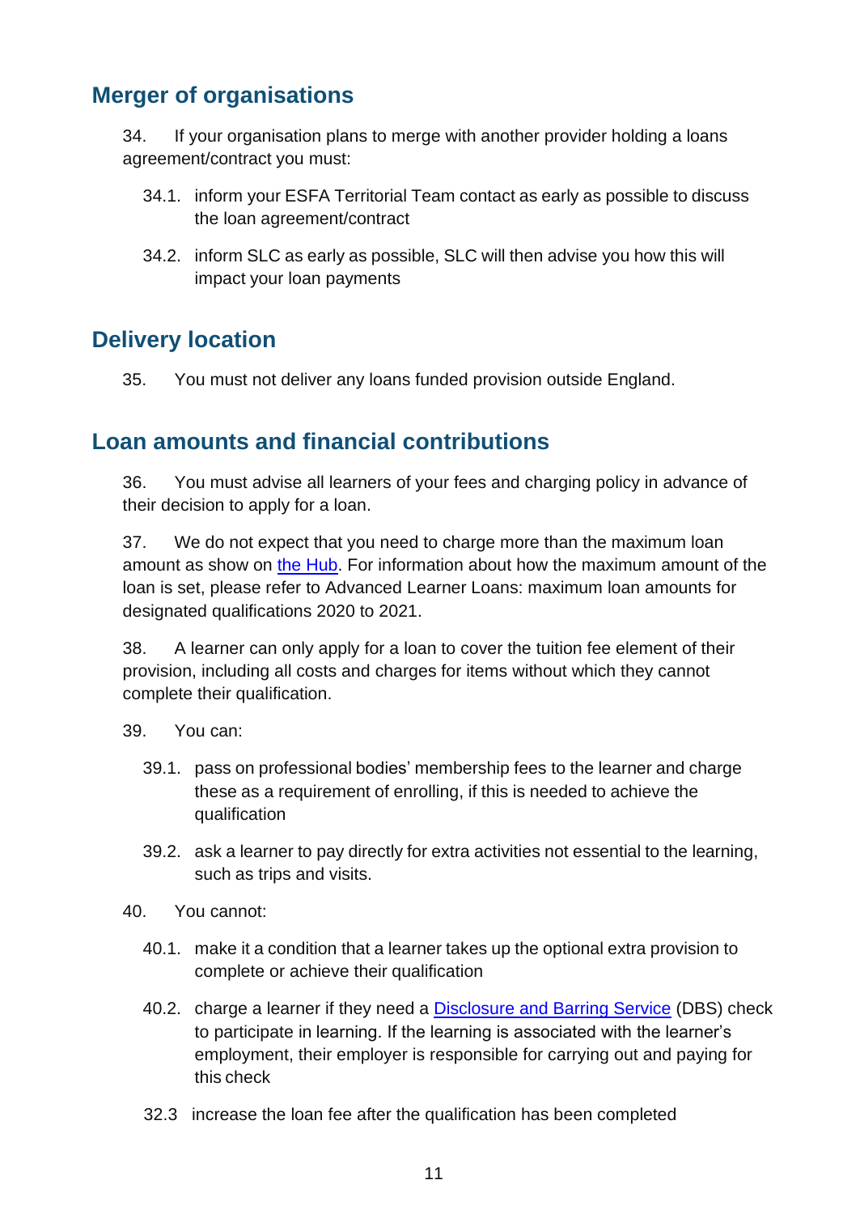## Merger of organisations

34. If your organisation plans to merge with another provider holding a loans agreement/contract you must:

    34.1. inform your ESFA Territorial Team contact as early as possible to discuss the loan agreement/contract

    34.2. inform SLC as early as possible, SLC will then advise you how this will impact your loan payments

## Delivery location

35. You must not deliver any loans funded provision outside England.

## Loan amounts and financial contributions

36. You must advise all learners of your fees and charging policy in advance of their decision to apply for a loan.

37. We do not expect that you need to charge more than the maximum loan amount as show on [the Hub](). For information about how the maximum amount of the loan is set, please refer to Advanced Learner Loans: maximum loan amounts for designated qualifications 2020 to 2021.

38. A learner can only apply for a loan to cover the tuition fee element of their provision, including all costs and charges for items without which they cannot complete their qualification.

39. You can:

    39.1. pass on professional bodies' membership fees to the learner and charge these as a requirement of enrolling, if this is needed to achieve the qualification

    39.2. ask a learner to pay directly for extra activities not essential to the learning, such as trips and visits.

40. You cannot:

    40.1. make it a condition that a learner takes up the optional extra provision to complete or achieve their qualification

    40.2. charge a learner if they need a [Disclosure and Barring Service]() (DBS) check to participate in learning. If the learning is associated with the learner's employment, their employer is responsible for carrying out and paying for this check

    32.3 increase the loan fee after the qualification has been completed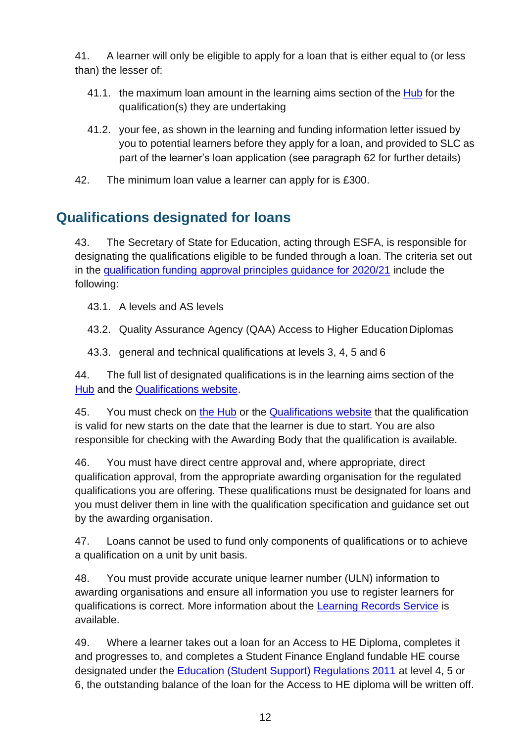41. A learner will only be eligible to apply for a loan that is either equal to (or less than) the lesser of:

41.1. the maximum loan amount in the learning aims section of the Hub for the qualification(s) they are undertaking

41.2. your fee, as shown in the learning and funding information letter issued by you to potential learners before they apply for a loan, and provided to SLC as part of the learner's loan application (see paragraph 62 for further details)

42. The minimum loan value a learner can apply for is £300.

## Qualifications designated for loans

43. The Secretary of State for Education, acting through ESFA, is responsible for designating the qualifications eligible to be funded through a loan. The criteria set out in the qualification funding approval principles guidance for 2020/21 include the following:

43.1. A levels and AS levels

43.2. Quality Assurance Agency (QAA) Access to Higher Education Diplomas

43.3. general and technical qualifications at levels 3, 4, 5 and 6

44. The full list of designated qualifications is in the learning aims section of the Hub and the Qualifications website.

45. You must check on the Hub or the Qualifications website that the qualification is valid for new starts on the date that the learner is due to start. You are also responsible for checking with the Awarding Body that the qualification is available.

46. You must have direct centre approval and, where appropriate, direct qualification approval, from the appropriate awarding organisation for the regulated qualifications you are offering. These qualifications must be designated for loans and you must deliver them in line with the qualification specification and guidance set out by the awarding organisation.

47. Loans cannot be used to fund only components of qualifications or to achieve a qualification on a unit by unit basis.

48. You must provide accurate unique learner number (ULN) information to awarding organisations and ensure all information you use to register learners for qualifications is correct. More information about the Learning Records Service is available.

49. Where a learner takes out a loan for an Access to HE Diploma, completes it and progresses to, and completes a Student Finance England fundable HE course designated under the Education (Student Support) Regulations 2011 at level 4, 5 or 6, the outstanding balance of the loan for the Access to HE diploma will be written off.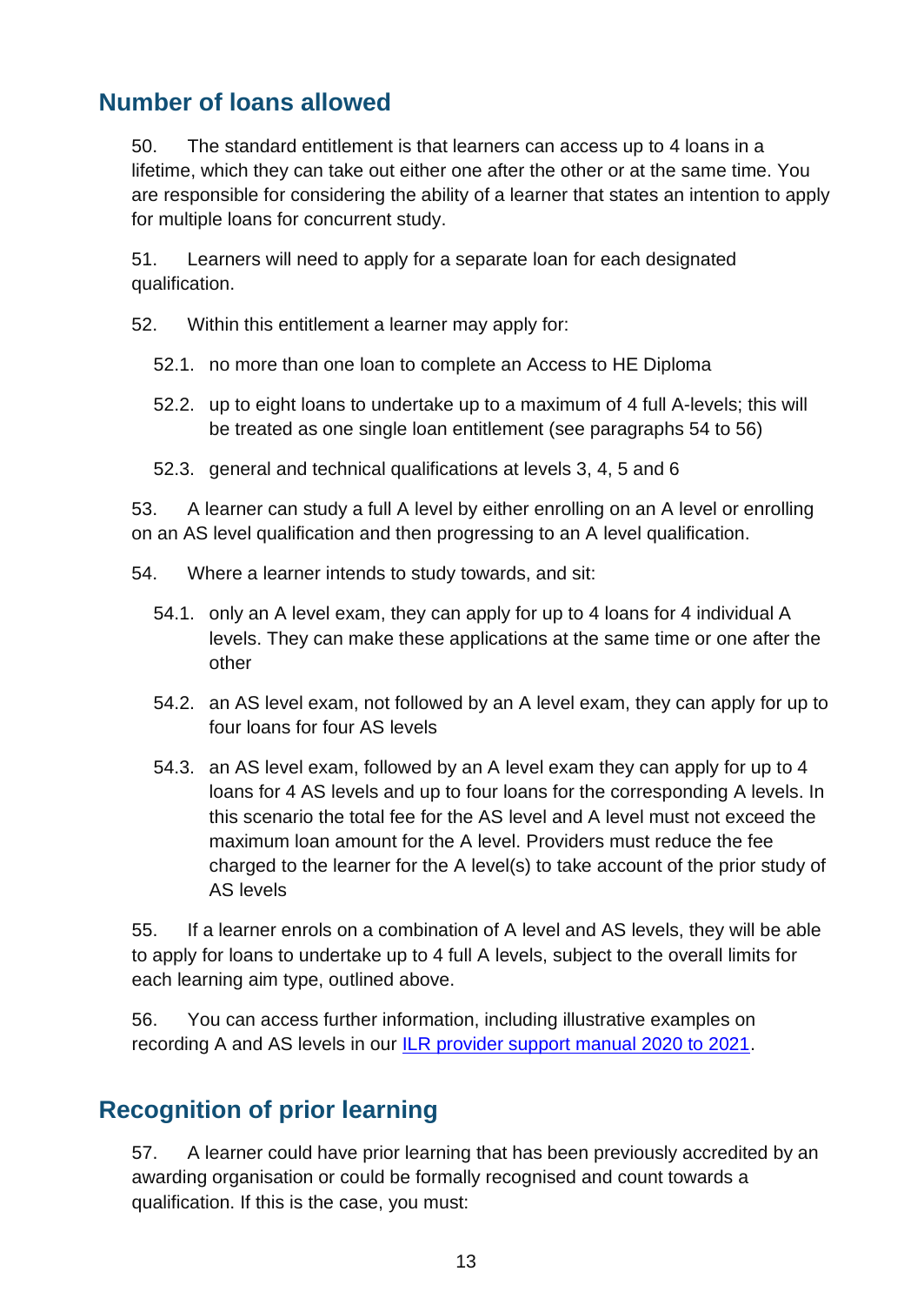## Number of loans allowed

50. The standard entitlement is that learners can access up to 4 loans in a lifetime, which they can take out either one after the other or at the same time. You are responsible for considering the ability of a learner that states an intention to apply for multiple loans for concurrent study.

51. Learners will need to apply for a separate loan for each designated qualification.

52. Within this entitlement a learner may apply for:

52.1. no more than one loan to complete an Access to HE Diploma

52.2. up to eight loans to undertake up to a maximum of 4 full A-levels; this will be treated as one single loan entitlement (see paragraphs 54 to 56)

52.3. general and technical qualifications at levels 3, 4, 5 and 6

53. A learner can study a full A level by either enrolling on an A level or enrolling on an AS level qualification and then progressing to an A level qualification.

54. Where a learner intends to study towards, and sit:

54.1. only an A level exam, they can apply for up to 4 loans for 4 individual A levels. They can make these applications at the same time or one after the other

54.2. an AS level exam, not followed by an A level exam, they can apply for up to four loans for four AS levels

54.3. an AS level exam, followed by an A level exam they can apply for up to 4 loans for 4 AS levels and up to four loans for the corresponding A levels. In this scenario the total fee for the AS level and A level must not exceed the maximum loan amount for the A level. Providers must reduce the fee charged to the learner for the A level(s) to take account of the prior study of AS levels

55. If a learner enrols on a combination of A level and AS levels, they will be able to apply for loans to undertake up to 4 full A levels, subject to the overall limits for each learning aim type, outlined above.

56. You can access further information, including illustrative examples on recording A and AS levels in our [ILR provider support manual 2020 to 2021](#).

## Recognition of prior learning

57. A learner could have prior learning that has been previously accredited by an awarding organisation or could be formally recognised and count towards a qualification. If this is the case, you must: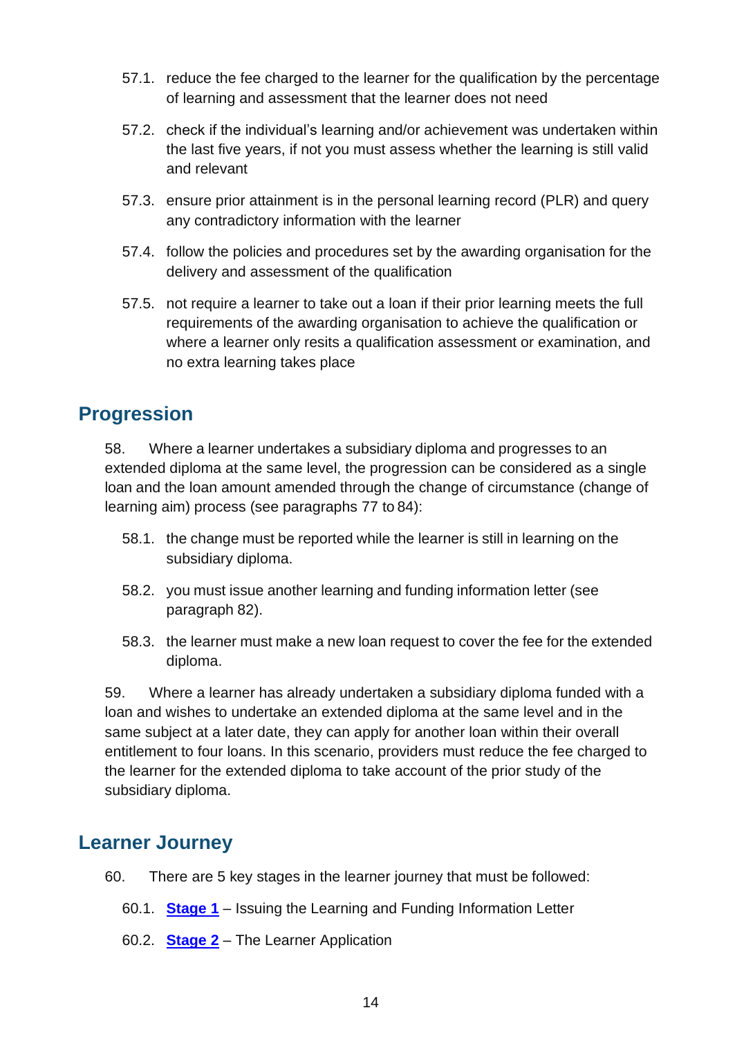57.1. reduce the fee charged to the learner for the qualification by the percentage of learning and assessment that the learner does not need

57.2. check if the individual's learning and/or achievement was undertaken within the last five years, if not you must assess whether the learning is still valid and relevant

57.3. ensure prior attainment is in the personal learning record (PLR) and query any contradictory information with the learner

57.4. follow the policies and procedures set by the awarding organisation for the delivery and assessment of the qualification

57.5. not require a learner to take out a loan if their prior learning meets the full requirements of the awarding organisation to achieve the qualification or where a learner only resits a qualification assessment or examination, and no extra learning takes place

## Progression

58. Where a learner undertakes a subsidiary diploma and progresses to an extended diploma at the same level, the progression can be considered as a single loan and the loan amount amended through the change of circumstance (change of learning aim) process (see paragraphs 77 to 84):

58.1. the change must be reported while the learner is still in learning on the subsidiary diploma.

58.2. you must issue another learning and funding information letter (see paragraph 82).

58.3. the learner must make a new loan request to cover the fee for the extended diploma.

59. Where a learner has already undertaken a subsidiary diploma funded with a loan and wishes to undertake an extended diploma at the same level and in the same subject at a later date, they can apply for another loan within their overall entitlement to four loans. In this scenario, providers must reduce the fee charged to the learner for the extended diploma to take account of the prior study of the subsidiary diploma.

## Learner Journey

60. There are 5 key stages in the learner journey that must be followed:

60.1. **Stage 1** – Issuing the Learning and Funding Information Letter

60.2. **Stage 2** – The Learner Application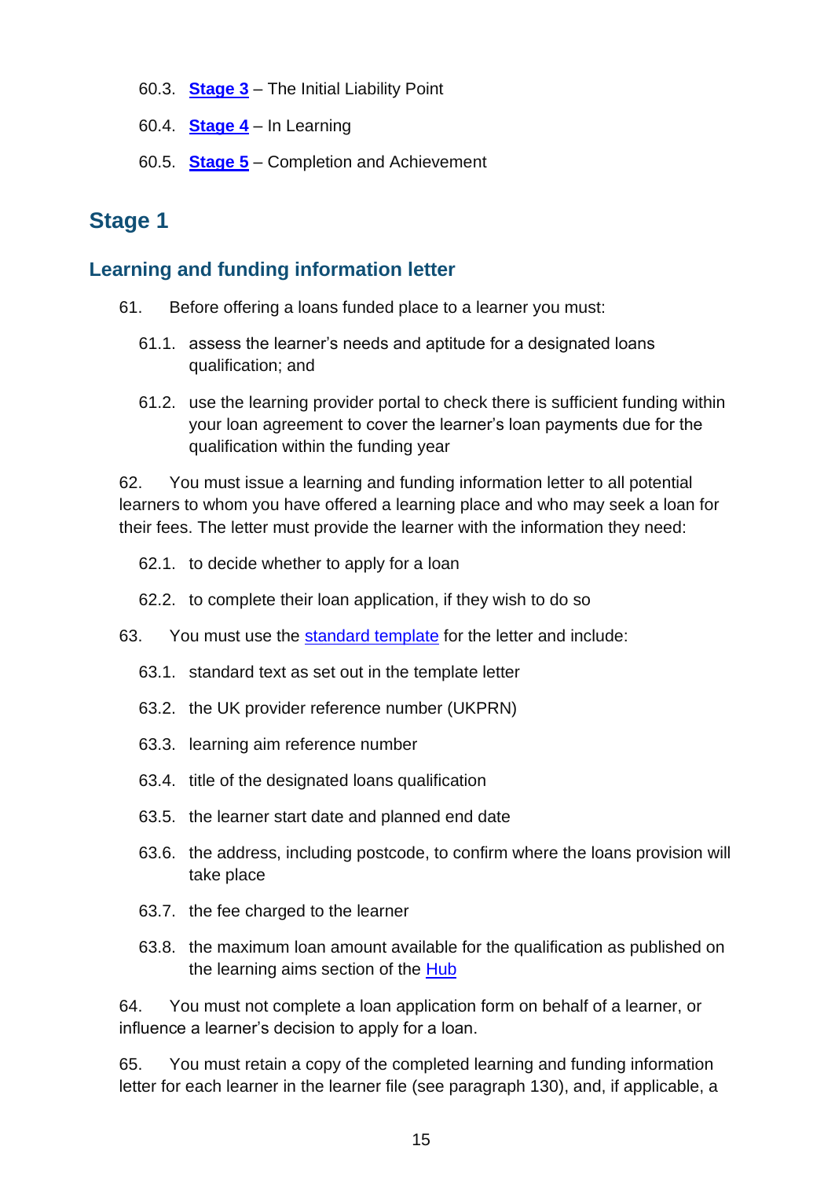60.3. **Stage 3** – The Initial Liability Point

60.4. **Stage 4** – In Learning

60.5. **Stage 5** – Completion and Achievement

## Stage 1

### Learning and funding information letter

61. Before offering a loans funded place to a learner you must:

61.1. assess the learner's needs and aptitude for a designated loans qualification; and

61.2. use the learning provider portal to check there is sufficient funding within your loan agreement to cover the learner's loan payments due for the qualification within the funding year

62. You must issue a learning and funding information letter to all potential learners to whom you have offered a learning place and who may seek a loan for their fees. The letter must provide the learner with the information they need:

62.1. to decide whether to apply for a loan

62.2. to complete their loan application, if they wish to do so

63. You must use the standard template for the letter and include:

63.1. standard text as set out in the template letter

63.2. the UK provider reference number (UKPRN)

63.3. learning aim reference number

63.4. title of the designated loans qualification

63.5. the learner start date and planned end date

63.6. the address, including postcode, to confirm where the loans provision will take place

63.7. the fee charged to the learner

63.8. the maximum loan amount available for the qualification as published on the learning aims section of the Hub

64. You must not complete a loan application form on behalf of a learner, or influence a learner's decision to apply for a loan.

65. You must retain a copy of the completed learning and funding information letter for each learner in the learner file (see paragraph 130), and, if applicable, a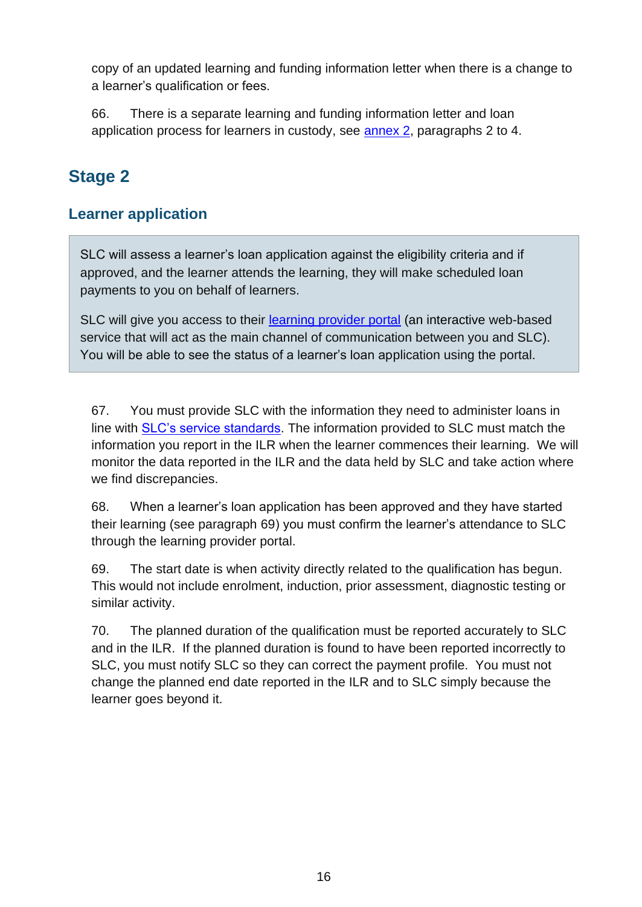copy of an updated learning and funding information letter when there is a change to a learner's qualification or fees.

66. There is a separate learning and funding information letter and loan application process for learners in custody, see [annex 2](), paragraphs 2 to 4.

## Stage 2

### Learner application

> SLC will assess a learner's loan application against the eligibility criteria and if approved, and the learner attends the learning, they will make scheduled loan payments to you on behalf of learners.
>
> SLC will give you access to their [learning provider portal]() (an interactive web-based service that will act as the main channel of communication between you and SLC). You will be able to see the status of a learner's loan application using the portal.

67. You must provide SLC with the information they need to administer loans in line with [SLC's service standards](). The information provided to SLC must match the information you report in the ILR when the learner commences their learning. We will monitor the data reported in the ILR and the data held by SLC and take action where we find discrepancies.

68. When a learner's loan application has been approved and they have started their learning (see paragraph 69) you must confirm the learner's attendance to SLC through the learning provider portal.

69. The start date is when activity directly related to the qualification has begun. This would not include enrolment, induction, prior assessment, diagnostic testing or similar activity.

70. The planned duration of the qualification must be reported accurately to SLC and in the ILR. If the planned duration is found to have been reported incorrectly to SLC, you must notify SLC so they can correct the payment profile. You must not change the planned end date reported in the ILR and to SLC simply because the learner goes beyond it.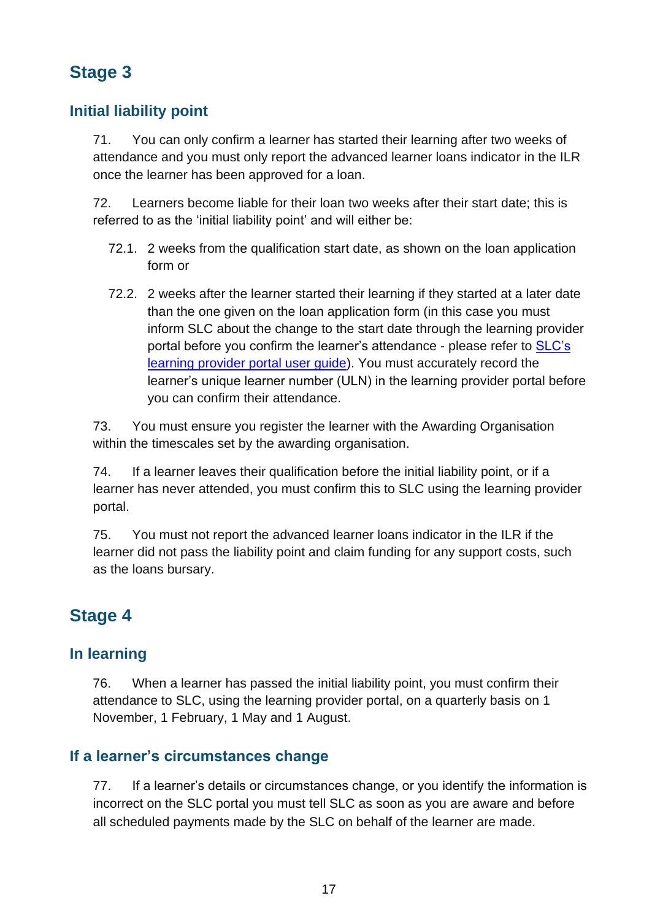## Stage 3

### Initial liability point

71. You can only confirm a learner has started their learning after two weeks of attendance and you must only report the advanced learner loans indicator in the ILR once the learner has been approved for a loan.

72. Learners become liable for their loan two weeks after their start date; this is referred to as the 'initial liability point' and will either be:

72.1. 2 weeks from the qualification start date, as shown on the loan application form or

72.2. 2 weeks after the learner started their learning if they started at a later date than the one given on the loan application form (in this case you must inform SLC about the change to the start date through the learning provider portal before you confirm the learner's attendance - please refer to SLC's learning provider portal user guide). You must accurately record the learner's unique learner number (ULN) in the learning provider portal before you can confirm their attendance.

73. You must ensure you register the learner with the Awarding Organisation within the timescales set by the awarding organisation.

74. If a learner leaves their qualification before the initial liability point, or if a learner has never attended, you must confirm this to SLC using the learning provider portal.

75. You must not report the advanced learner loans indicator in the ILR if the learner did not pass the liability point and claim funding for any support costs, such as the loans bursary.

## Stage 4

### In learning

76. When a learner has passed the initial liability point, you must confirm their attendance to SLC, using the learning provider portal, on a quarterly basis on 1 November, 1 February, 1 May and 1 August.

### If a learner's circumstances change

77. If a learner's details or circumstances change, or you identify the information is incorrect on the SLC portal you must tell SLC as soon as you are aware and before all scheduled payments made by the SLC on behalf of the learner are made.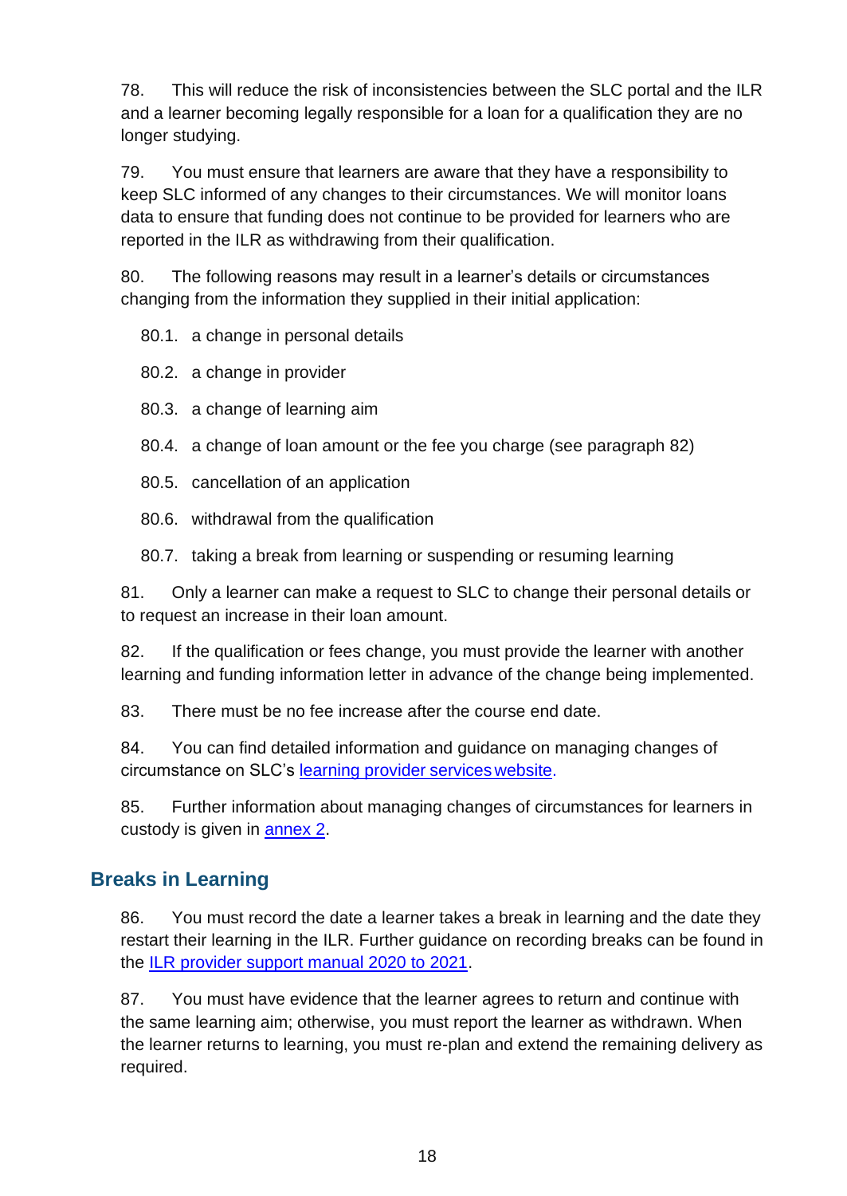78. This will reduce the risk of inconsistencies between the SLC portal and the ILR and a learner becoming legally responsible for a loan for a qualification they are no longer studying.

79. You must ensure that learners are aware that they have a responsibility to keep SLC informed of any changes to their circumstances. We will monitor loans data to ensure that funding does not continue to be provided for learners who are reported in the ILR as withdrawing from their qualification.

80. The following reasons may result in a learner's details or circumstances changing from the information they supplied in their initial application:

80.1. a change in personal details

80.2. a change in provider

80.3. a change of learning aim

80.4. a change of loan amount or the fee you charge (see paragraph 82)

80.5. cancellation of an application

80.6. withdrawal from the qualification

80.7. taking a break from learning or suspending or resuming learning

81. Only a learner can make a request to SLC to change their personal details or to request an increase in their loan amount.

82. If the qualification or fees change, you must provide the learner with another learning and funding information letter in advance of the change being implemented.

83. There must be no fee increase after the course end date.

84. You can find detailed information and guidance on managing changes of circumstance on SLC's [learning provider services website](#).

85. Further information about managing changes of circumstances for learners in custody is given in [annex 2](#).

## Breaks in Learning

86. You must record the date a learner takes a break in learning and the date they restart their learning in the ILR. Further guidance on recording breaks can be found in the [ILR provider support manual 2020 to 2021](#).

87. You must have evidence that the learner agrees to return and continue with the same learning aim; otherwise, you must report the learner as withdrawn. When the learner returns to learning, you must re-plan and extend the remaining delivery as required.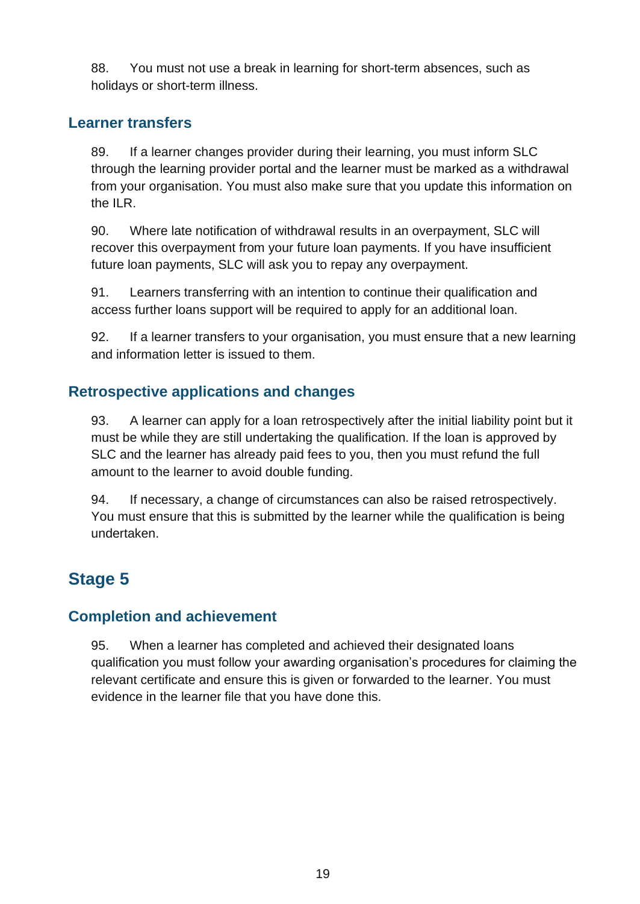88. You must not use a break in learning for short-term absences, such as holidays or short-term illness.

### Learner transfers

89. If a learner changes provider during their learning, you must inform SLC through the learning provider portal and the learner must be marked as a withdrawal from your organisation. You must also make sure that you update this information on the ILR.

90. Where late notification of withdrawal results in an overpayment, SLC will recover this overpayment from your future loan payments. If you have insufficient future loan payments, SLC will ask you to repay any overpayment.

91. Learners transferring with an intention to continue their qualification and access further loans support will be required to apply for an additional loan.

92. If a learner transfers to your organisation, you must ensure that a new learning and information letter is issued to them.

### Retrospective applications and changes

93. A learner can apply for a loan retrospectively after the initial liability point but it must be while they are still undertaking the qualification. If the loan is approved by SLC and the learner has already paid fees to you, then you must refund the full amount to the learner to avoid double funding.

94. If necessary, a change of circumstances can also be raised retrospectively. You must ensure that this is submitted by the learner while the qualification is being undertaken.

## Stage 5

### Completion and achievement

95. When a learner has completed and achieved their designated loans qualification you must follow your awarding organisation's procedures for claiming the relevant certificate and ensure this is given or forwarded to the learner. You must evidence in the learner file that you have done this.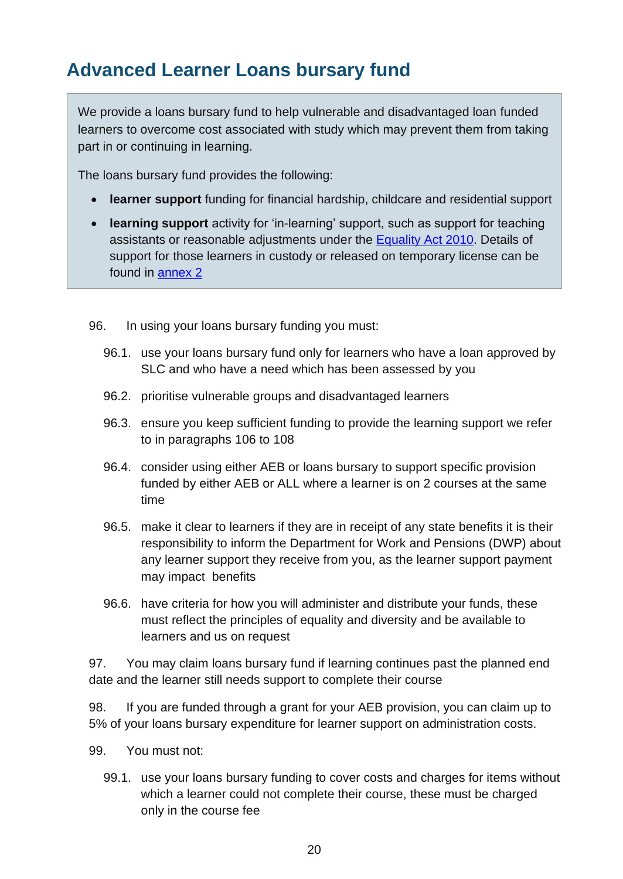## Advanced Learner Loans bursary fund

> We provide a loans bursary fund to help vulnerable and disadvantaged loan funded learners to overcome cost associated with study which may prevent them from taking part in or continuing in learning.
>
> The loans bursary fund provides the following:
>
> - **learner support** funding for financial hardship, childcare and residential support
> - **learning support** activity for 'in-learning' support, such as support for teaching assistants or reasonable adjustments under the Equality Act 2010. Details of support for those learners in custody or released on temporary license can be found in annex 2

96. In using your loans bursary funding you must:

    96.1. use your loans bursary fund only for learners who have a loan approved by SLC and who have a need which has been assessed by you

    96.2. prioritise vulnerable groups and disadvantaged learners

    96.3. ensure you keep sufficient funding to provide the learning support we refer to in paragraphs 106 to 108

    96.4. consider using either AEB or loans bursary to support specific provision funded by either AEB or ALL where a learner is on 2 courses at the same time

    96.5. make it clear to learners if they are in receipt of any state benefits it is their responsibility to inform the Department for Work and Pensions (DWP) about any learner support they receive from you, as the learner support payment may impact benefits

    96.6. have criteria for how you will administer and distribute your funds, these must reflect the principles of equality and diversity and be available to learners and us on request

97. You may claim loans bursary fund if learning continues past the planned end date and the learner still needs support to complete their course

98. If you are funded through a grant for your AEB provision, you can claim up to 5% of your loans bursary expenditure for learner support on administration costs.

99. You must not:

    99.1. use your loans bursary funding to cover costs and charges for items without which a learner could not complete their course, these must be charged only in the course fee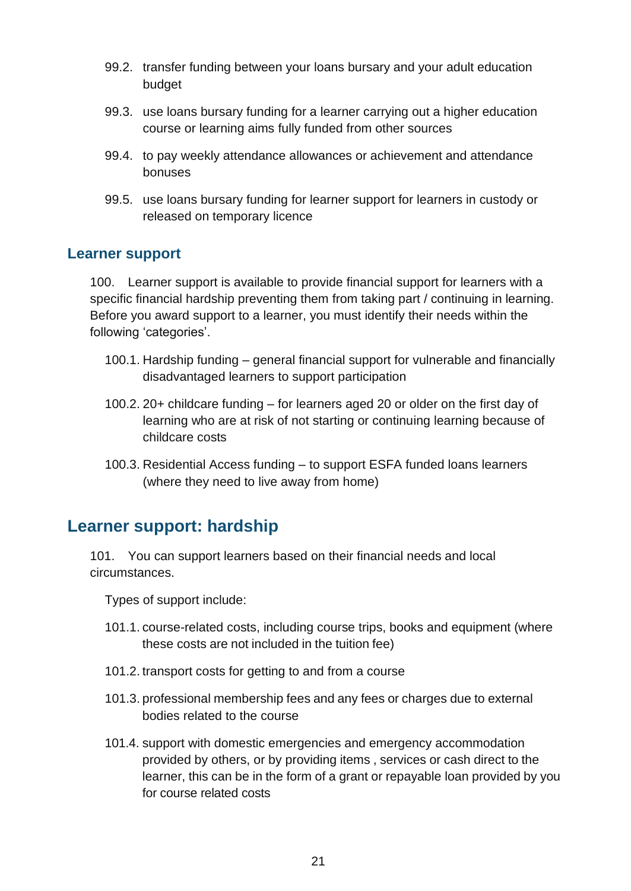99.2. transfer funding between your loans bursary and your adult education budget

99.3. use loans bursary funding for a learner carrying out a higher education course or learning aims fully funded from other sources

99.4. to pay weekly attendance allowances or achievement and attendance bonuses

99.5. use loans bursary funding for learner support for learners in custody or released on temporary licence

### Learner support

100. Learner support is available to provide financial support for learners with a specific financial hardship preventing them from taking part / continuing in learning. Before you award support to a learner, you must identify their needs within the following 'categories'.

100.1. Hardship funding – general financial support for vulnerable and financially disadvantaged learners to support participation

100.2. 20+ childcare funding – for learners aged 20 or older on the first day of learning who are at risk of not starting or continuing learning because of childcare costs

100.3. Residential Access funding – to support ESFA funded loans learners (where they need to live away from home)

## Learner support: hardship

101. You can support learners based on their financial needs and local circumstances.

Types of support include:

101.1. course-related costs, including course trips, books and equipment (where these costs are not included in the tuition fee)

101.2. transport costs for getting to and from a course

101.3. professional membership fees and any fees or charges due to external bodies related to the course

101.4. support with domestic emergencies and emergency accommodation provided by others, or by providing items , services or cash direct to the learner, this can be in the form of a grant or repayable loan provided by you for course related costs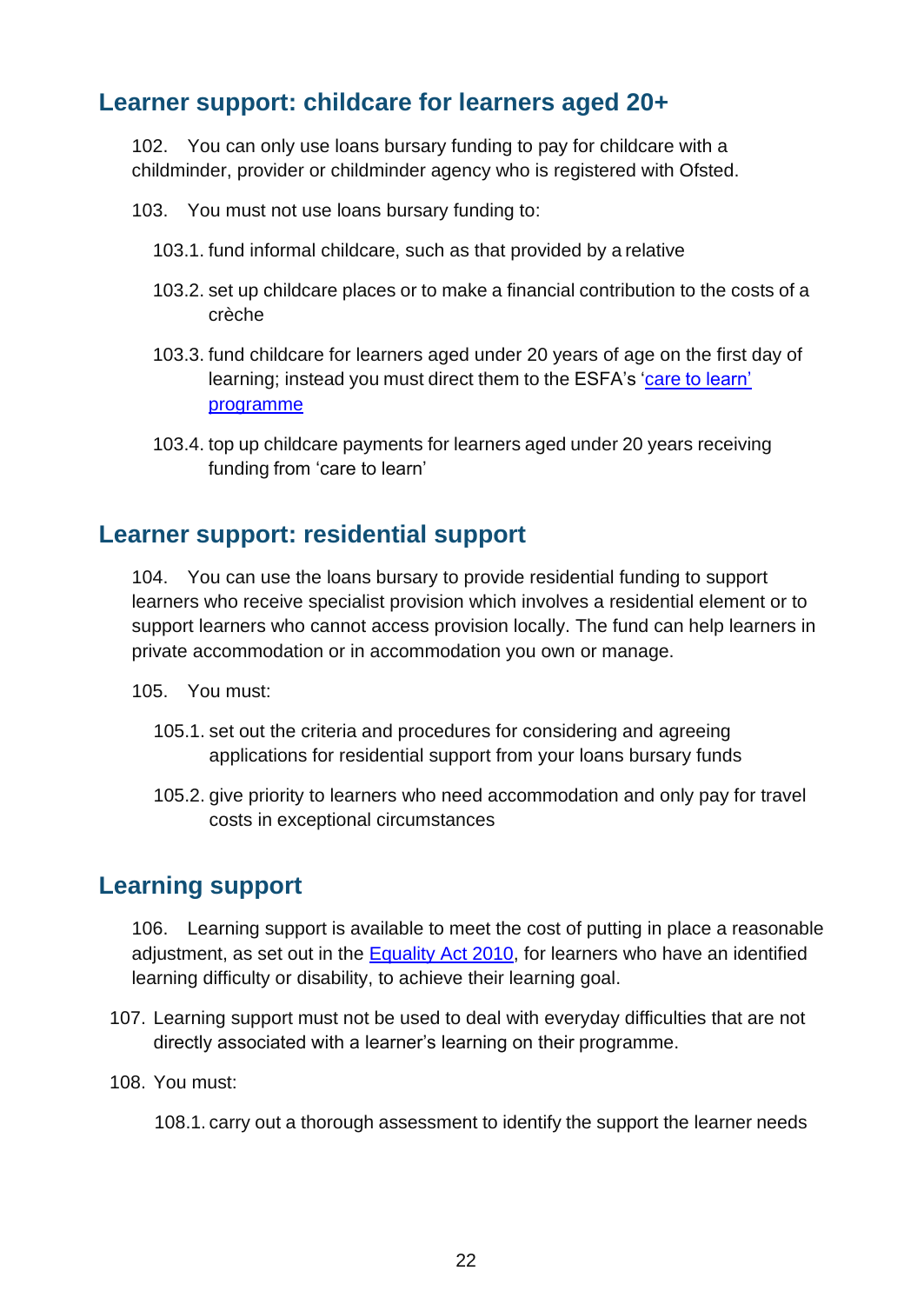## Learner support: childcare for learners aged 20+

102. You can only use loans bursary funding to pay for childcare with a childminder, provider or childminder agency who is registered with Ofsted.

103. You must not use loans bursary funding to:

103.1. fund informal childcare, such as that provided by a relative

103.2. set up childcare places or to make a financial contribution to the costs of a crèche

103.3. fund childcare for learners aged under 20 years of age on the first day of learning; instead you must direct them to the ESFA's 'care to learn' programme

103.4. top up childcare payments for learners aged under 20 years receiving funding from 'care to learn'

## Learner support: residential support

104. You can use the loans bursary to provide residential funding to support learners who receive specialist provision which involves a residential element or to support learners who cannot access provision locally. The fund can help learners in private accommodation or in accommodation you own or manage.

105. You must:

105.1. set out the criteria and procedures for considering and agreeing applications for residential support from your loans bursary funds

105.2. give priority to learners who need accommodation and only pay for travel costs in exceptional circumstances

## Learning support

106. Learning support is available to meet the cost of putting in place a reasonable adjustment, as set out in the Equality Act 2010, for learners who have an identified learning difficulty or disability, to achieve their learning goal.

107. Learning support must not be used to deal with everyday difficulties that are not directly associated with a learner's learning on their programme.

108. You must:

108.1. carry out a thorough assessment to identify the support the learner needs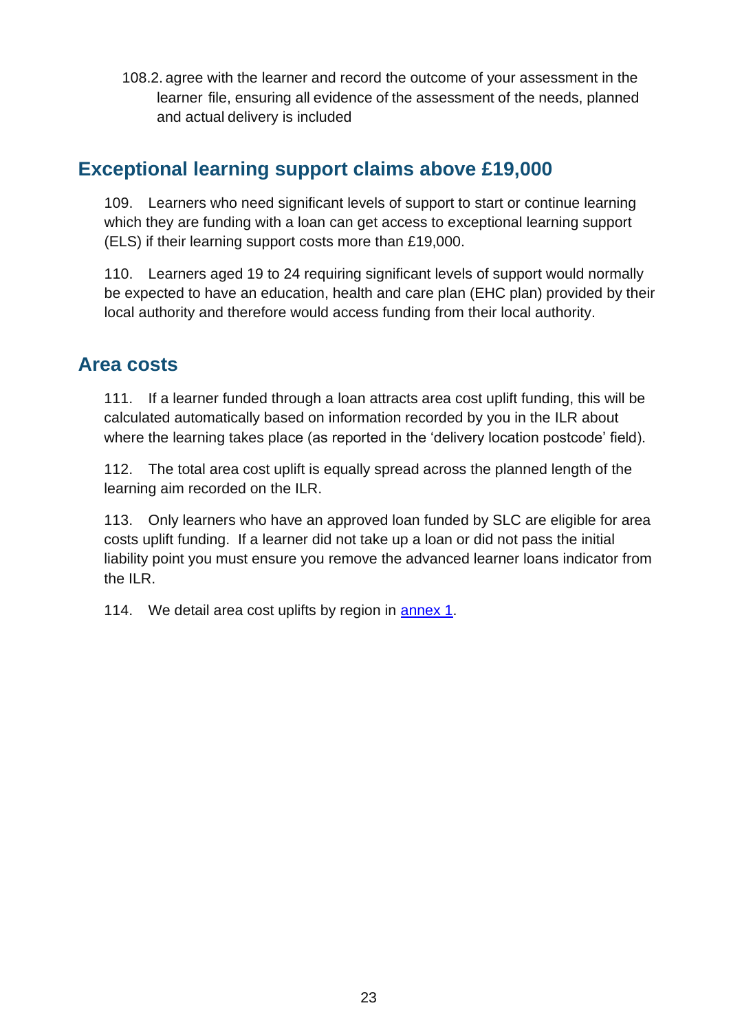108.2. agree with the learner and record the outcome of your assessment in the learner file, ensuring all evidence of the assessment of the needs, planned and actual delivery is included

## Exceptional learning support claims above £19,000

109. Learners who need significant levels of support to start or continue learning which they are funding with a loan can get access to exceptional learning support (ELS) if their learning support costs more than £19,000.

110. Learners aged 19 to 24 requiring significant levels of support would normally be expected to have an education, health and care plan (EHC plan) provided by their local authority and therefore would access funding from their local authority.

## Area costs

111. If a learner funded through a loan attracts area cost uplift funding, this will be calculated automatically based on information recorded by you in the ILR about where the learning takes place (as reported in the 'delivery location postcode' field).

112. The total area cost uplift is equally spread across the planned length of the learning aim recorded on the ILR.

113. Only learners who have an approved loan funded by SLC are eligible for area costs uplift funding. If a learner did not take up a loan or did not pass the initial liability point you must ensure you remove the advanced learner loans indicator from the ILR.

114. We detail area cost uplifts by region in annex 1.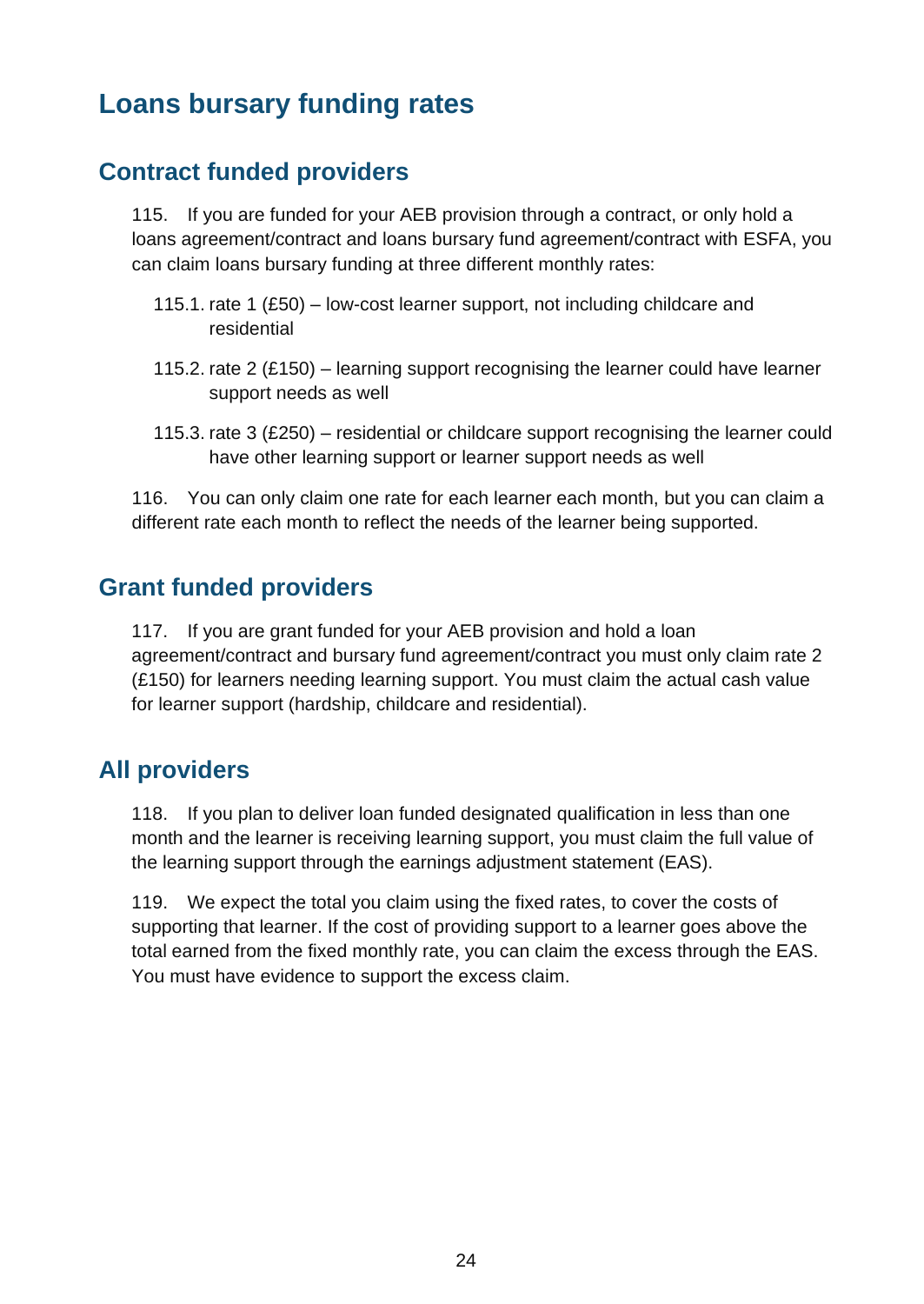# Loans bursary funding rates

## Contract funded providers

115. If you are funded for your AEB provision through a contract, or only hold a loans agreement/contract and loans bursary fund agreement/contract with ESFA, you can claim loans bursary funding at three different monthly rates:

115.1. rate 1 (£50) – low-cost learner support, not including childcare and residential

115.2. rate 2 (£150) – learning support recognising the learner could have learner support needs as well

115.3. rate 3 (£250) – residential or childcare support recognising the learner could have other learning support or learner support needs as well

116. You can only claim one rate for each learner each month, but you can claim a different rate each month to reflect the needs of the learner being supported.

## Grant funded providers

117. If you are grant funded for your AEB provision and hold a loan agreement/contract and bursary fund agreement/contract you must only claim rate 2 (£150) for learners needing learning support. You must claim the actual cash value for learner support (hardship, childcare and residential).

## All providers

118. If you plan to deliver loan funded designated qualification in less than one month and the learner is receiving learning support, you must claim the full value of the learning support through the earnings adjustment statement (EAS).

119. We expect the total you claim using the fixed rates, to cover the costs of supporting that learner. If the cost of providing support to a learner goes above the total earned from the fixed monthly rate, you can claim the excess through the EAS. You must have evidence to support the excess claim.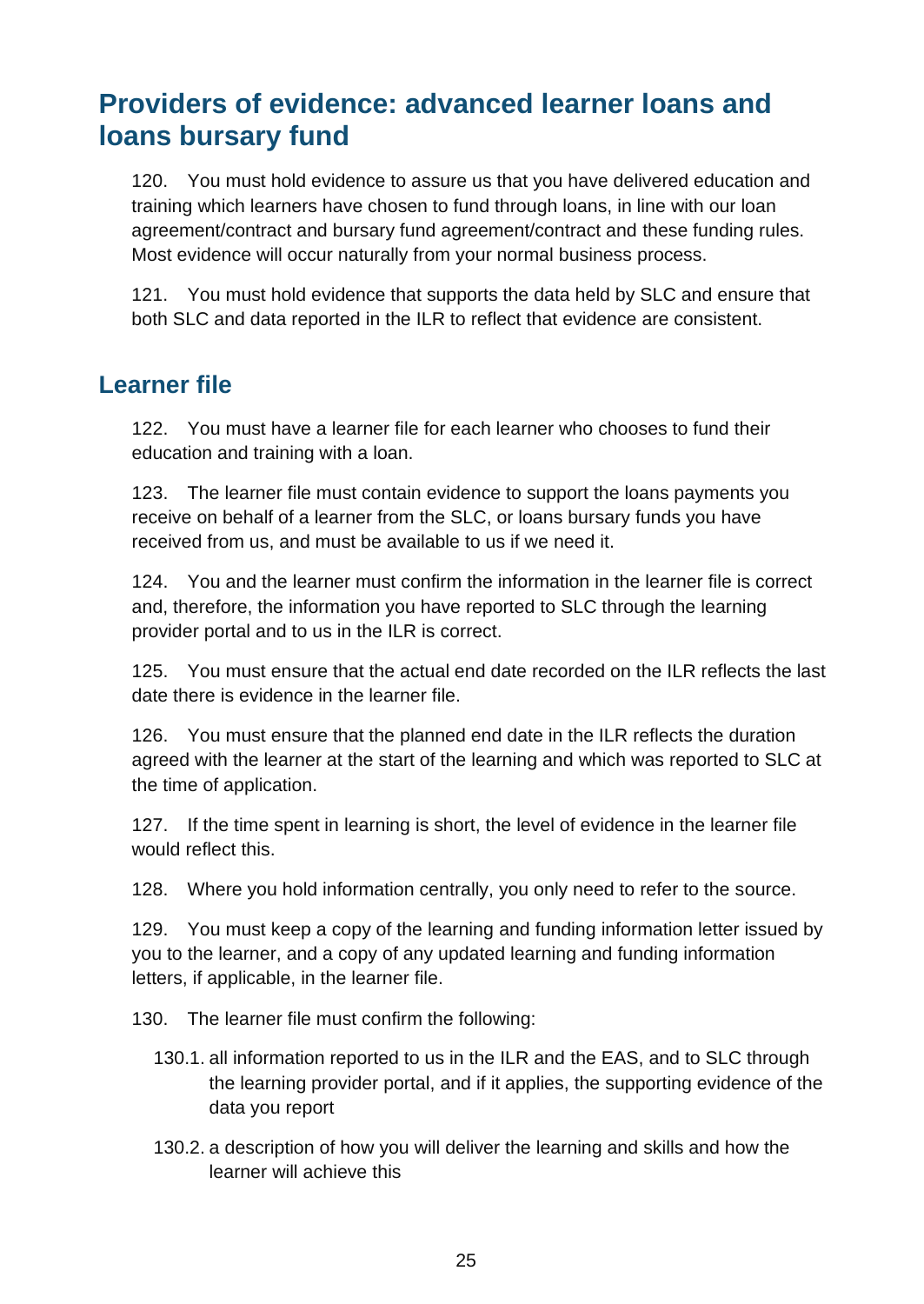## Providers of evidence: advanced learner loans and loans bursary fund

120. You must hold evidence to assure us that you have delivered education and training which learners have chosen to fund through loans, in line with our loan agreement/contract and bursary fund agreement/contract and these funding rules. Most evidence will occur naturally from your normal business process.

121. You must hold evidence that supports the data held by SLC and ensure that both SLC and data reported in the ILR to reflect that evidence are consistent.

### Learner file

122. You must have a learner file for each learner who chooses to fund their education and training with a loan.

123. The learner file must contain evidence to support the loans payments you receive on behalf of a learner from the SLC, or loans bursary funds you have received from us, and must be available to us if we need it.

124. You and the learner must confirm the information in the learner file is correct and, therefore, the information you have reported to SLC through the learning provider portal and to us in the ILR is correct.

125. You must ensure that the actual end date recorded on the ILR reflects the last date there is evidence in the learner file.

126. You must ensure that the planned end date in the ILR reflects the duration agreed with the learner at the start of the learning and which was reported to SLC at the time of application.

127. If the time spent in learning is short, the level of evidence in the learner file would reflect this.

128. Where you hold information centrally, you only need to refer to the source.

129. You must keep a copy of the learning and funding information letter issued by you to the learner, and a copy of any updated learning and funding information letters, if applicable, in the learner file.

130. The learner file must confirm the following:

130.1. all information reported to us in the ILR and the EAS, and to SLC through the learning provider portal, and if it applies, the supporting evidence of the data you report

130.2. a description of how you will deliver the learning and skills and how the learner will achieve this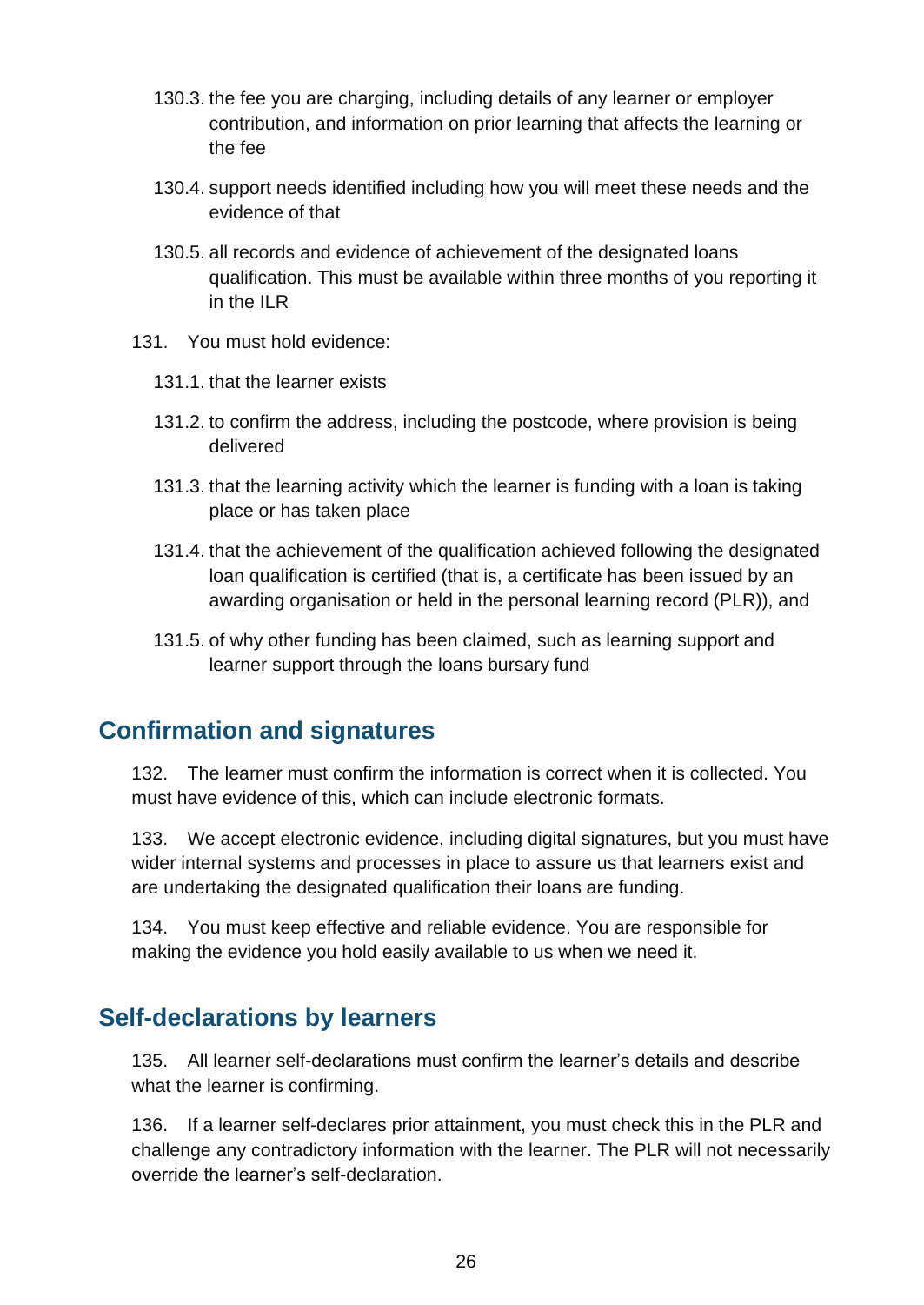130.3. the fee you are charging, including details of any learner or employer contribution, and information on prior learning that affects the learning or the fee

130.4. support needs identified including how you will meet these needs and the evidence of that

130.5. all records and evidence of achievement of the designated loans qualification. This must be available within three months of you reporting it in the ILR

131. You must hold evidence:

131.1. that the learner exists

131.2. to confirm the address, including the postcode, where provision is being delivered

131.3. that the learning activity which the learner is funding with a loan is taking place or has taken place

131.4. that the achievement of the qualification achieved following the designated loan qualification is certified (that is, a certificate has been issued by an awarding organisation or held in the personal learning record (PLR)), and

131.5. of why other funding has been claimed, such as learning support and learner support through the loans bursary fund

## Confirmation and signatures

132. The learner must confirm the information is correct when it is collected. You must have evidence of this, which can include electronic formats.

133. We accept electronic evidence, including digital signatures, but you must have wider internal systems and processes in place to assure us that learners exist and are undertaking the designated qualification their loans are funding.

134. You must keep effective and reliable evidence. You are responsible for making the evidence you hold easily available to us when we need it.

## Self-declarations by learners

135. All learner self-declarations must confirm the learner's details and describe what the learner is confirming.

136. If a learner self-declares prior attainment, you must check this in the PLR and challenge any contradictory information with the learner. The PLR will not necessarily override the learner's self-declaration.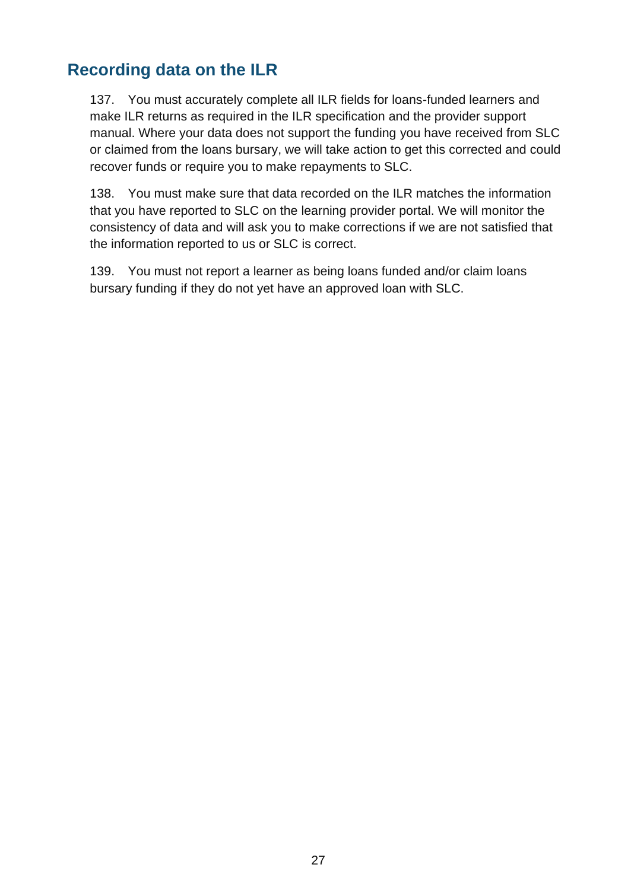## Recording data on the ILR

137. You must accurately complete all ILR fields for loans-funded learners and make ILR returns as required in the ILR specification and the provider support manual. Where your data does not support the funding you have received from SLC or claimed from the loans bursary, we will take action to get this corrected and could recover funds or require you to make repayments to SLC.

138. You must make sure that data recorded on the ILR matches the information that you have reported to SLC on the learning provider portal. We will monitor the consistency of data and will ask you to make corrections if we are not satisfied that the information reported to us or SLC is correct.

139. You must not report a learner as being loans funded and/or claim loans bursary funding if they do not yet have an approved loan with SLC.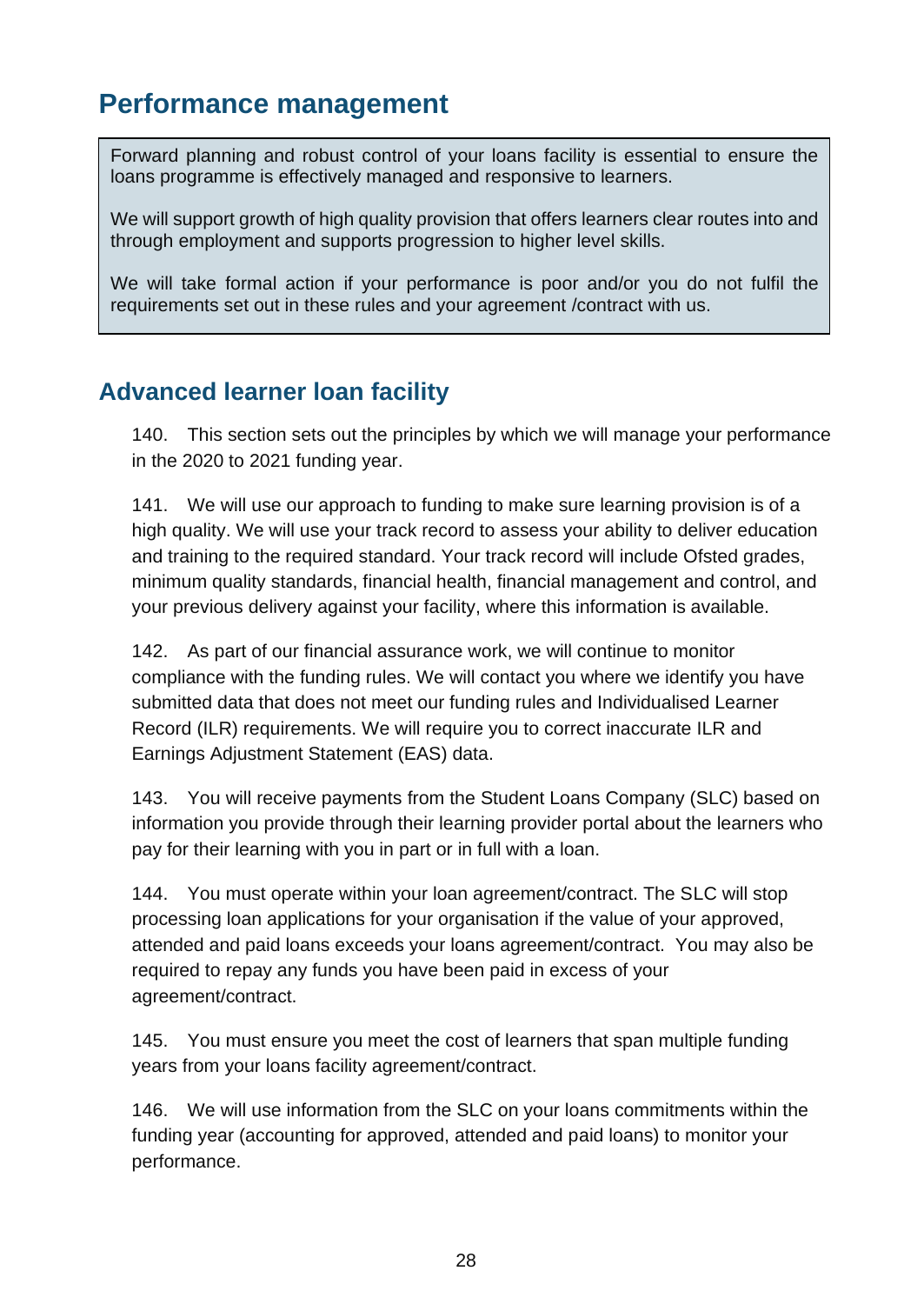# Performance management

> Forward planning and robust control of your loans facility is essential to ensure the loans programme is effectively managed and responsive to learners.
>
> We will support growth of high quality provision that offers learners clear routes into and through employment and supports progression to higher level skills.
>
> We will take formal action if your performance is poor and/or you do not fulfil the requirements set out in these rules and your agreement /contract with us.

## Advanced learner loan facility

140. This section sets out the principles by which we will manage your performance in the 2020 to 2021 funding year.

141. We will use our approach to funding to make sure learning provision is of a high quality. We will use your track record to assess your ability to deliver education and training to the required standard. Your track record will include Ofsted grades, minimum quality standards, financial health, financial management and control, and your previous delivery against your facility, where this information is available.

142. As part of our financial assurance work, we will continue to monitor compliance with the funding rules. We will contact you where we identify you have submitted data that does not meet our funding rules and Individualised Learner Record (ILR) requirements. We will require you to correct inaccurate ILR and Earnings Adjustment Statement (EAS) data.

143. You will receive payments from the Student Loans Company (SLC) based on information you provide through their learning provider portal about the learners who pay for their learning with you in part or in full with a loan.

144. You must operate within your loan agreement/contract. The SLC will stop processing loan applications for your organisation if the value of your approved, attended and paid loans exceeds your loans agreement/contract. You may also be required to repay any funds you have been paid in excess of your agreement/contract.

145. You must ensure you meet the cost of learners that span multiple funding years from your loans facility agreement/contract.

146. We will use information from the SLC on your loans commitments within the funding year (accounting for approved, attended and paid loans) to monitor your performance.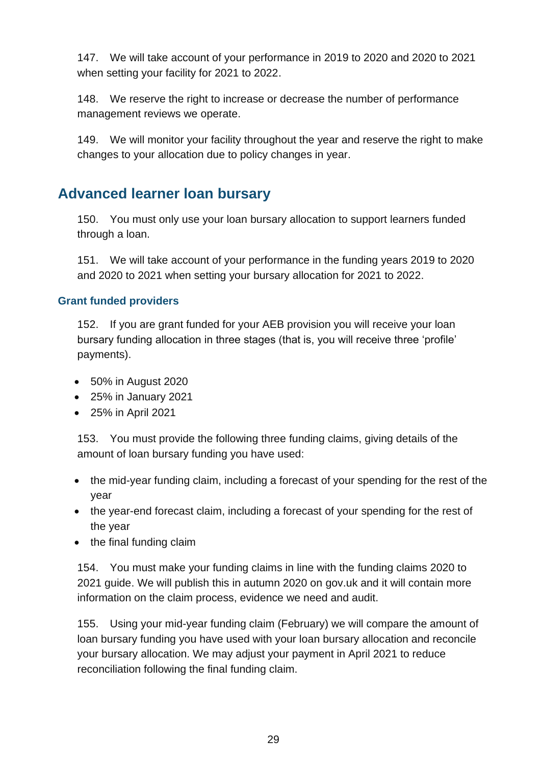147. We will take account of your performance in 2019 to 2020 and 2020 to 2021 when setting your facility for 2021 to 2022.

148. We reserve the right to increase or decrease the number of performance management reviews we operate.

149. We will monitor your facility throughout the year and reserve the right to make changes to your allocation due to policy changes in year.

## Advanced learner loan bursary

150. You must only use your loan bursary allocation to support learners funded through a loan.

151. We will take account of your performance in the funding years 2019 to 2020 and 2020 to 2021 when setting your bursary allocation for 2021 to 2022.

### Grant funded providers

152. If you are grant funded for your AEB provision you will receive your loan bursary funding allocation in three stages (that is, you will receive three 'profile' payments).

- 50% in August 2020
- 25% in January 2021
- 25% in April 2021

153. You must provide the following three funding claims, giving details of the amount of loan bursary funding you have used:

- the mid-year funding claim, including a forecast of your spending for the rest of the year
- the year-end forecast claim, including a forecast of your spending for the rest of the year
- the final funding claim

154. You must make your funding claims in line with the funding claims 2020 to 2021 guide. We will publish this in autumn 2020 on gov.uk and it will contain more information on the claim process, evidence we need and audit.

155. Using your mid-year funding claim (February) we will compare the amount of loan bursary funding you have used with your loan bursary allocation and reconcile your bursary allocation. We may adjust your payment in April 2021 to reduce reconciliation following the final funding claim.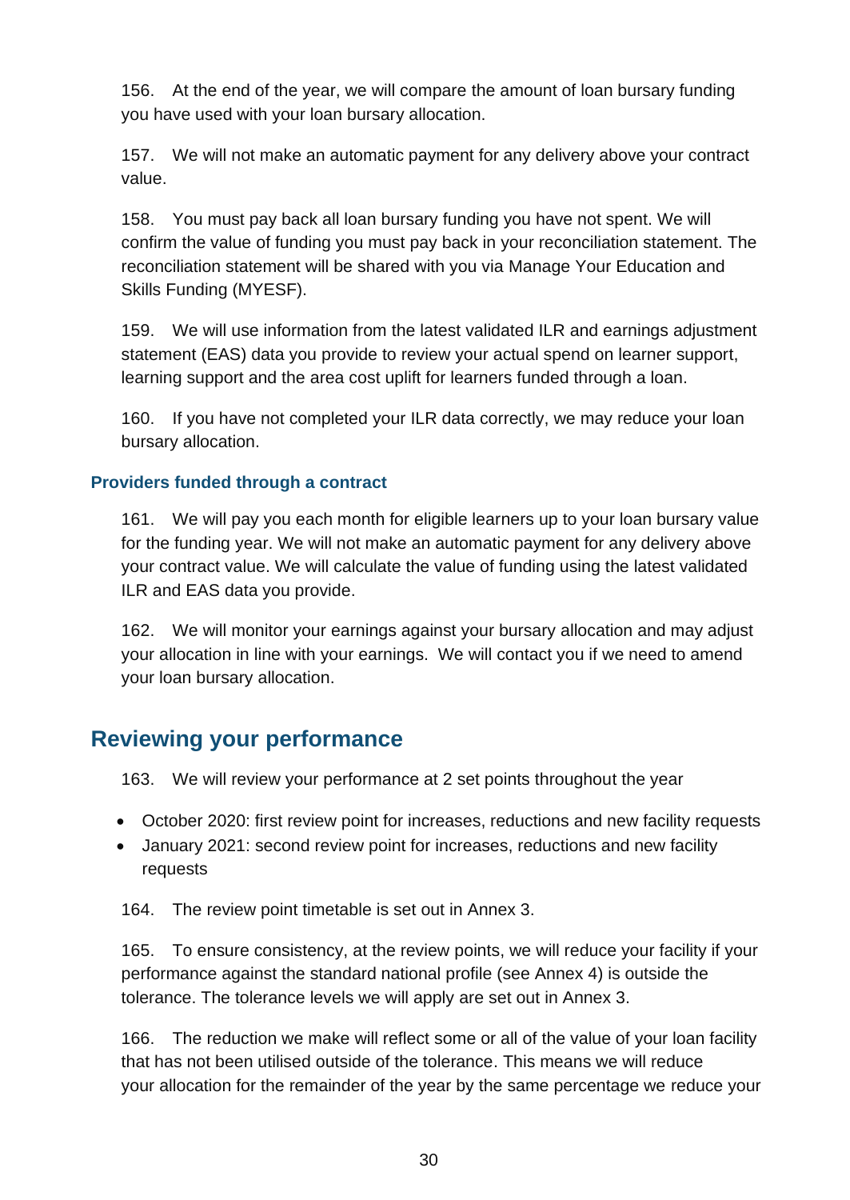156. At the end of the year, we will compare the amount of loan bursary funding you have used with your loan bursary allocation.

157. We will not make an automatic payment for any delivery above your contract value.

158. You must pay back all loan bursary funding you have not spent. We will confirm the value of funding you must pay back in your reconciliation statement. The reconciliation statement will be shared with you via Manage Your Education and Skills Funding (MYESF).

159. We will use information from the latest validated ILR and earnings adjustment statement (EAS) data you provide to review your actual spend on learner support, learning support and the area cost uplift for learners funded through a loan.

160. If you have not completed your ILR data correctly, we may reduce your loan bursary allocation.

### Providers funded through a contract

161. We will pay you each month for eligible learners up to your loan bursary value for the funding year. We will not make an automatic payment for any delivery above your contract value. We will calculate the value of funding using the latest validated ILR and EAS data you provide.

162. We will monitor your earnings against your bursary allocation and may adjust your allocation in line with your earnings. We will contact you if we need to amend your loan bursary allocation.

## Reviewing your performance

163. We will review your performance at 2 set points throughout the year

- October 2020: first review point for increases, reductions and new facility requests
- January 2021: second review point for increases, reductions and new facility requests

164. The review point timetable is set out in Annex 3.

165. To ensure consistency, at the review points, we will reduce your facility if your performance against the standard national profile (see Annex 4) is outside the tolerance. The tolerance levels we will apply are set out in Annex 3.

166. The reduction we make will reflect some or all of the value of your loan facility that has not been utilised outside of the tolerance. This means we will reduce your allocation for the remainder of the year by the same percentage we reduce your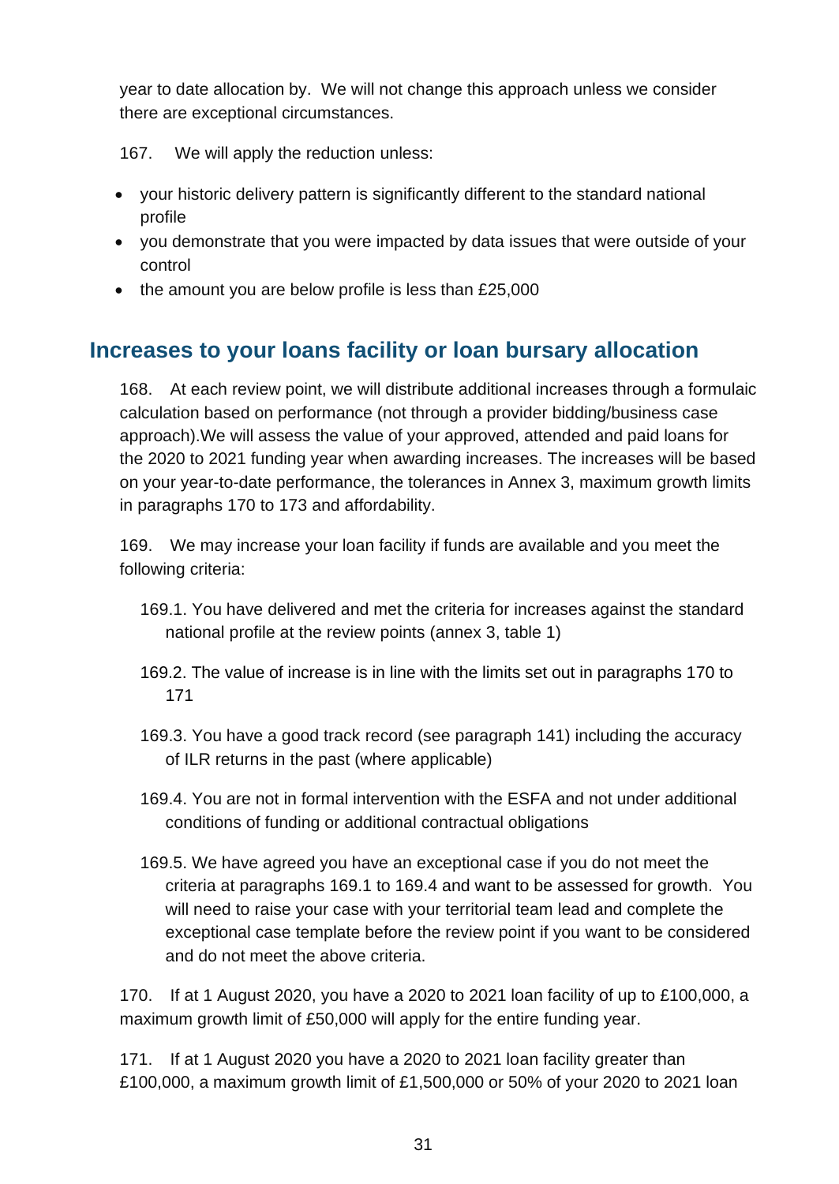year to date allocation by. We will not change this approach unless we consider there are exceptional circumstances.

167. We will apply the reduction unless:

- your historic delivery pattern is significantly different to the standard national profile
- you demonstrate that you were impacted by data issues that were outside of your control
- the amount you are below profile is less than £25,000

## Increases to your loans facility or loan bursary allocation

168. At each review point, we will distribute additional increases through a formulaic calculation based on performance (not through a provider bidding/business case approach).We will assess the value of your approved, attended and paid loans for the 2020 to 2021 funding year when awarding increases. The increases will be based on your year-to-date performance, the tolerances in Annex 3, maximum growth limits in paragraphs 170 to 173 and affordability.

169. We may increase your loan facility if funds are available and you meet the following criteria:

169.1. You have delivered and met the criteria for increases against the standard national profile at the review points (annex 3, table 1)

169.2. The value of increase is in line with the limits set out in paragraphs 170 to 171

169.3. You have a good track record (see paragraph 141) including the accuracy of ILR returns in the past (where applicable)

169.4. You are not in formal intervention with the ESFA and not under additional conditions of funding or additional contractual obligations

169.5. We have agreed you have an exceptional case if you do not meet the criteria at paragraphs 169.1 to 169.4 and want to be assessed for growth. You will need to raise your case with your territorial team lead and complete the exceptional case template before the review point if you want to be considered and do not meet the above criteria.

170. If at 1 August 2020, you have a 2020 to 2021 loan facility of up to £100,000, a maximum growth limit of £50,000 will apply for the entire funding year.

171. If at 1 August 2020 you have a 2020 to 2021 loan facility greater than £100,000, a maximum growth limit of £1,500,000 or 50% of your 2020 to 2021 loan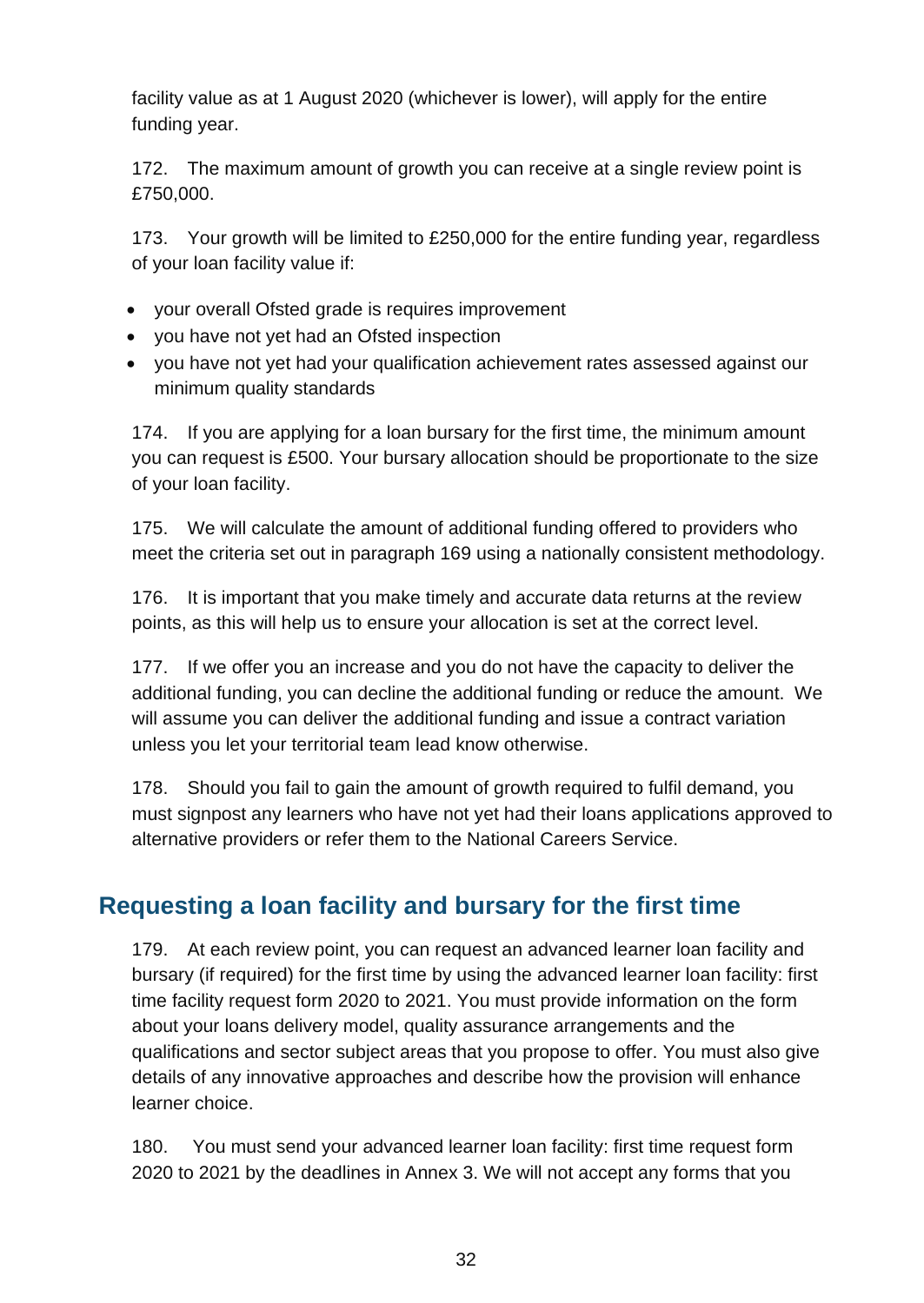facility value as at 1 August 2020 (whichever is lower), will apply for the entire funding year.

172. The maximum amount of growth you can receive at a single review point is £750,000.

173. Your growth will be limited to £250,000 for the entire funding year, regardless of your loan facility value if:

- your overall Ofsted grade is requires improvement
- you have not yet had an Ofsted inspection
- you have not yet had your qualification achievement rates assessed against our minimum quality standards

174. If you are applying for a loan bursary for the first time, the minimum amount you can request is £500. Your bursary allocation should be proportionate to the size of your loan facility.

175. We will calculate the amount of additional funding offered to providers who meet the criteria set out in paragraph 169 using a nationally consistent methodology.

176. It is important that you make timely and accurate data returns at the review points, as this will help us to ensure your allocation is set at the correct level.

177. If we offer you an increase and you do not have the capacity to deliver the additional funding, you can decline the additional funding or reduce the amount. We will assume you can deliver the additional funding and issue a contract variation unless you let your territorial team lead know otherwise.

178. Should you fail to gain the amount of growth required to fulfil demand, you must signpost any learners who have not yet had their loans applications approved to alternative providers or refer them to the National Careers Service.

## Requesting a loan facility and bursary for the first time

179. At each review point, you can request an advanced learner loan facility and bursary (if required) for the first time by using the advanced learner loan facility: first time facility request form 2020 to 2021. You must provide information on the form about your loans delivery model, quality assurance arrangements and the qualifications and sector subject areas that you propose to offer. You must also give details of any innovative approaches and describe how the provision will enhance learner choice.

180. You must send your advanced learner loan facility: first time request form 2020 to 2021 by the deadlines in Annex 3. We will not accept any forms that you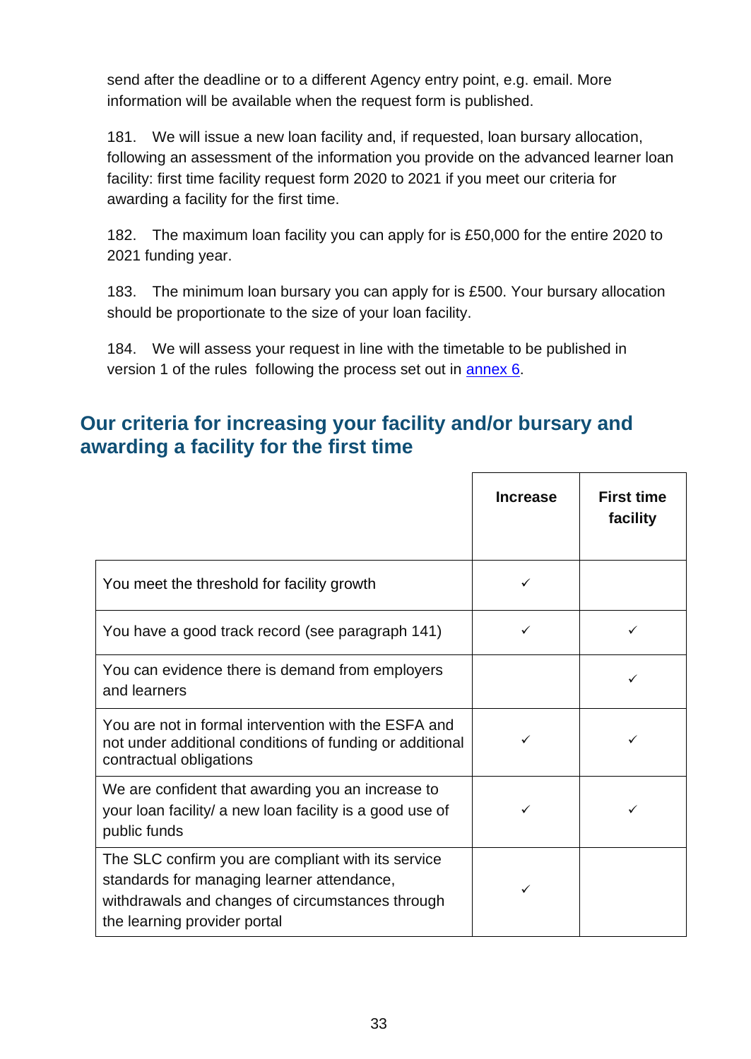send after the deadline or to a different Agency entry point, e.g. email. More information will be available when the request form is published.

181. We will issue a new loan facility and, if requested, loan bursary allocation, following an assessment of the information you provide on the advanced learner loan facility: first time facility request form 2020 to 2021 if you meet our criteria for awarding a facility for the first time.

182. The maximum loan facility you can apply for is £50,000 for the entire 2020 to 2021 funding year.

183. The minimum loan bursary you can apply for is £500. Your bursary allocation should be proportionate to the size of your loan facility.

184. We will assess your request in line with the timetable to be published in version 1 of the rules following the process set out in [annex 6](#).

## Our criteria for increasing your facility and/or bursary and awarding a facility for the first time

| | Increase | First time facility |
|---|---|---|
| You meet the threshold for facility growth | ✓ | |
| You have a good track record (see paragraph 141) | ✓ | ✓ |
| You can evidence there is demand from employers and learners | | ✓ |
| You are not in formal intervention with the ESFA and not under additional conditions of funding or additional contractual obligations | ✓ | ✓ |
| We are confident that awarding you an increase to your loan facility/ a new loan facility is a good use of public funds | ✓ | ✓ |
| The SLC confirm you are compliant with its service standards for managing learner attendance, withdrawals and changes of circumstances through the learning provider portal | ✓ | |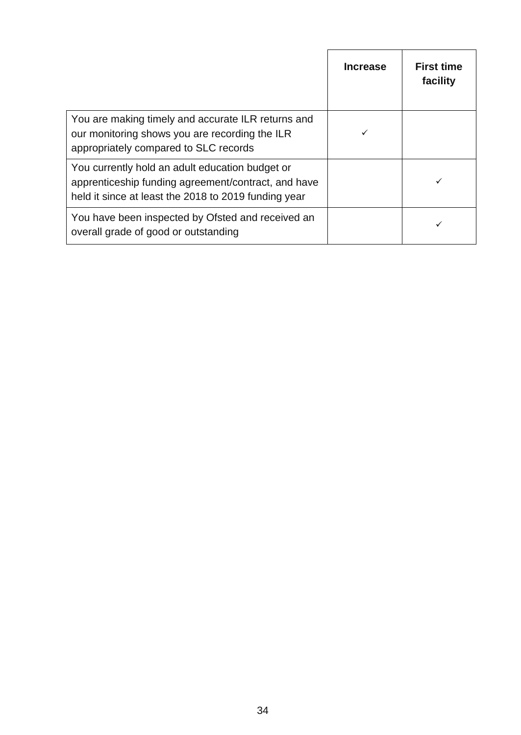| | Increase | First time facility |
|---|---|---|
| You are making timely and accurate ILR returns and our monitoring shows you are recording the ILR appropriately compared to SLC records | ✓ | |
| You currently hold an adult education budget or apprenticeship funding agreement/contract, and have held it since at least the 2018 to 2019 funding year | | ✓ |
| You have been inspected by Ofsted and received an overall grade of good or outstanding | | ✓ |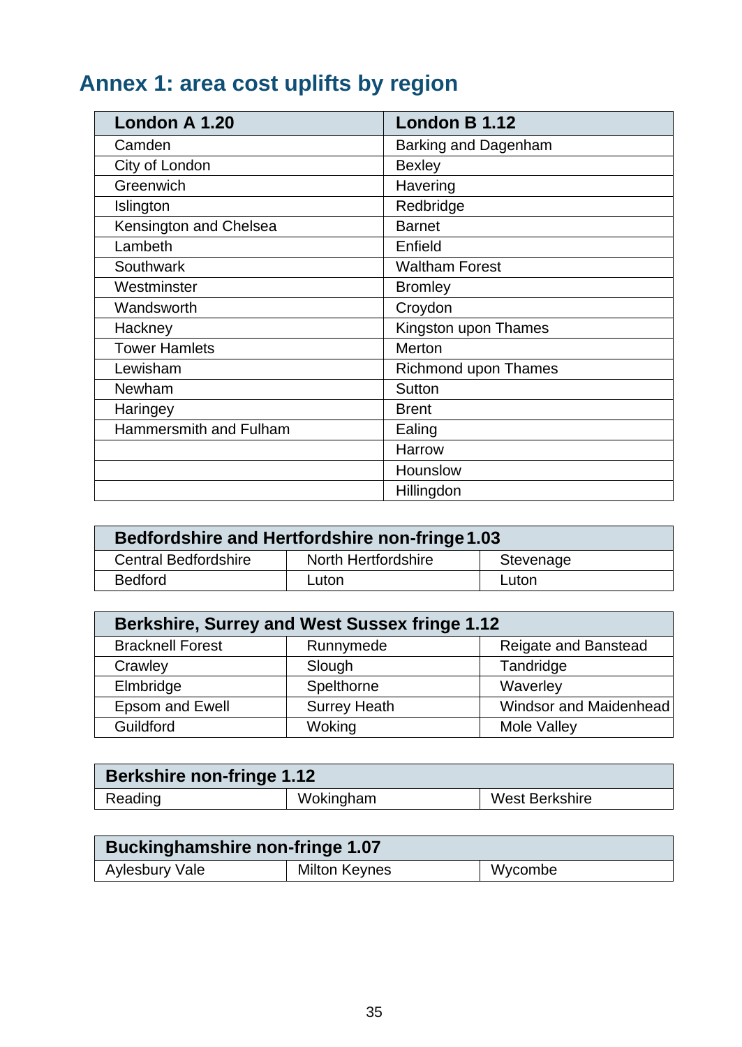## Annex 1: area cost uplifts by region

| London A 1.20 | London B 1.12 |
|---|---|
| Camden | Barking and Dagenham |
| City of London | Bexley |
| Greenwich | Havering |
| Islington | Redbridge |
| Kensington and Chelsea | Barnet |
| Lambeth | Enfield |
| Southwark | Waltham Forest |
| Westminster | Bromley |
| Wandsworth | Croydon |
| Hackney | Kingston upon Thames |
| Tower Hamlets | Merton |
| Lewisham | Richmond upon Thames |
| Newham | Sutton |
| Haringey | Brent |
| Hammersmith and Fulham | Ealing |
| | Harrow |
| | Hounslow |
| | Hillingdon |

| Bedfordshire and Hertfordshire non-fringe 1.03 | | |
|---|---|---|
| Central Bedfordshire | North Hertfordshire | Stevenage |
| Bedford | Luton | Luton |

| Berkshire, Surrey and West Sussex fringe 1.12 | | |
|---|---|---|
| Bracknell Forest | Runnymede | Reigate and Banstead |
| Crawley | Slough | Tandridge |
| Elmbridge | Spelthorne | Waverley |
| Epsom and Ewell | Surrey Heath | Windsor and Maidenhead |
| Guildford | Woking | Mole Valley |

| Berkshire non-fringe 1.12 | | |
|---|---|---|
| Reading | Wokingham | West Berkshire |

| Buckinghamshire non-fringe 1.07 | | |
|---|---|---|
| Aylesbury Vale | Milton Keynes | Wycombe |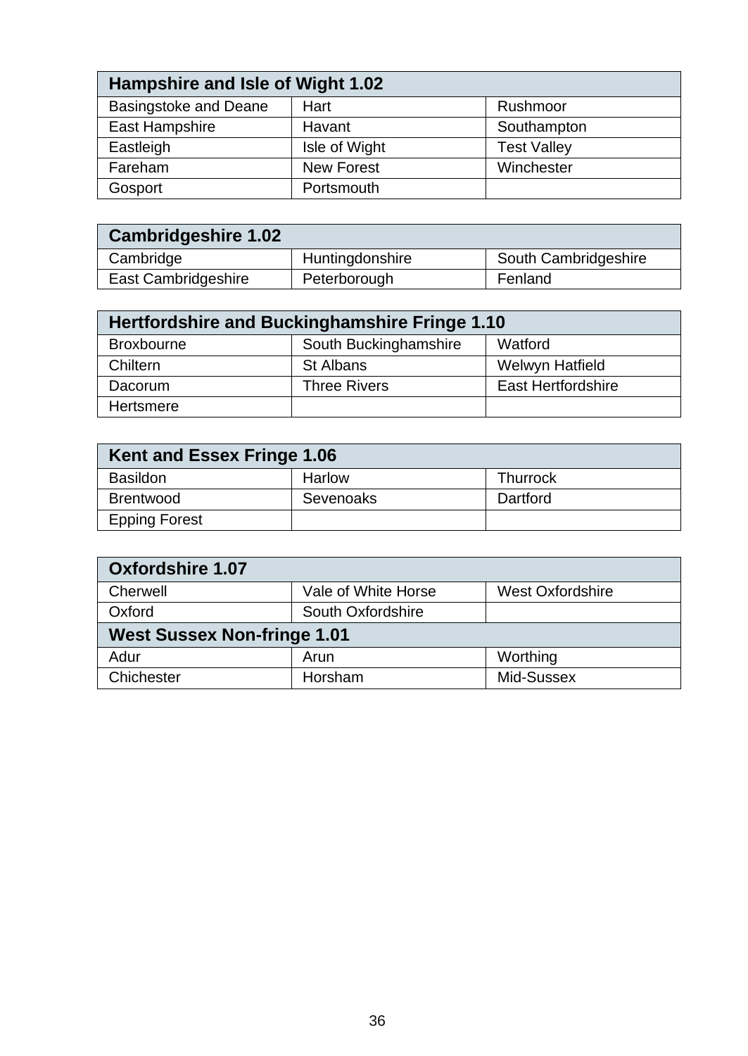| Hampshire and Isle of Wight 1.02 | | |
|---|---|---|
| Basingstoke and Deane | Hart | Rushmoor |
| East Hampshire | Havant | Southampton |
| Eastleigh | Isle of Wight | Test Valley |
| Fareham | New Forest | Winchester |
| Gosport | Portsmouth | |

| Cambridgeshire 1.02 | | |
|---|---|---|
| Cambridge | Huntingdonshire | South Cambridgeshire |
| East Cambridgeshire | Peterborough | Fenland |

| Hertfordshire and Buckinghamshire Fringe 1.10 | | |
|---|---|---|
| Broxbourne | South Buckinghamshire | Watford |
| Chiltern | St Albans | Welwyn Hatfield |
| Dacorum | Three Rivers | East Hertfordshire |
| Hertsmere | | |

| Kent and Essex Fringe 1.06 | | |
|---|---|---|
| Basildon | Harlow | Thurrock |
| Brentwood | Sevenoaks | Dartford |
| Epping Forest | | |

| Oxfordshire 1.07 | | |
|---|---|---|
| Cherwell | Vale of White Horse | West Oxfordshire |
| Oxford | South Oxfordshire | |
| **West Sussex Non-fringe 1.01** | | |
| Adur | Arun | Worthing |
| Chichester | Horsham | Mid-Sussex |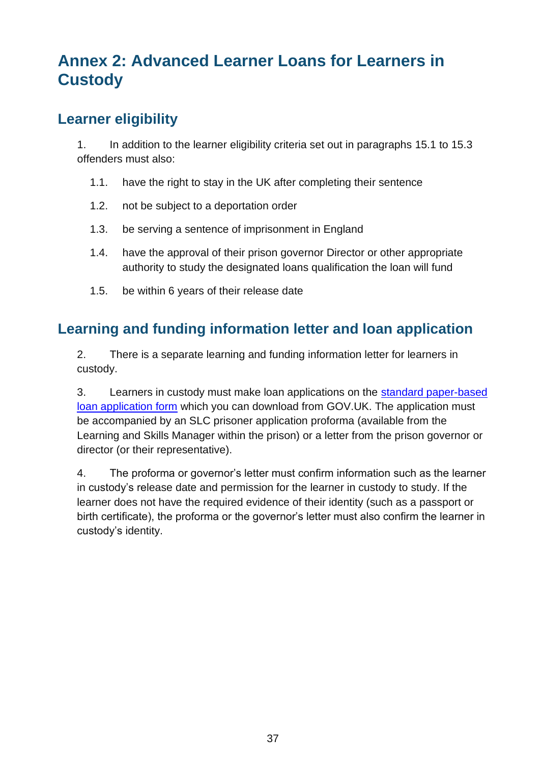# Annex 2: Advanced Learner Loans for Learners in Custody

## Learner eligibility

1. In addition to the learner eligibility criteria set out in paragraphs 15.1 to 15.3 offenders must also:

   1.1. have the right to stay in the UK after completing their sentence

   1.2. not be subject to a deportation order

   1.3. be serving a sentence of imprisonment in England

   1.4. have the approval of their prison governor Director or other appropriate authority to study the designated loans qualification the loan will fund

   1.5. be within 6 years of their release date

## Learning and funding information letter and loan application

2. There is a separate learning and funding information letter for learners in custody.

3. Learners in custody must make loan applications on the standard paper-based loan application form which you can download from GOV.UK. The application must be accompanied by an SLC prisoner application proforma (available from the Learning and Skills Manager within the prison) or a letter from the prison governor or director (or their representative).

4. The proforma or governor's letter must confirm information such as the learner in custody's release date and permission for the learner in custody to study. If the learner does not have the required evidence of their identity (such as a passport or birth certificate), the proforma or the governor's letter must also confirm the learner in custody's identity.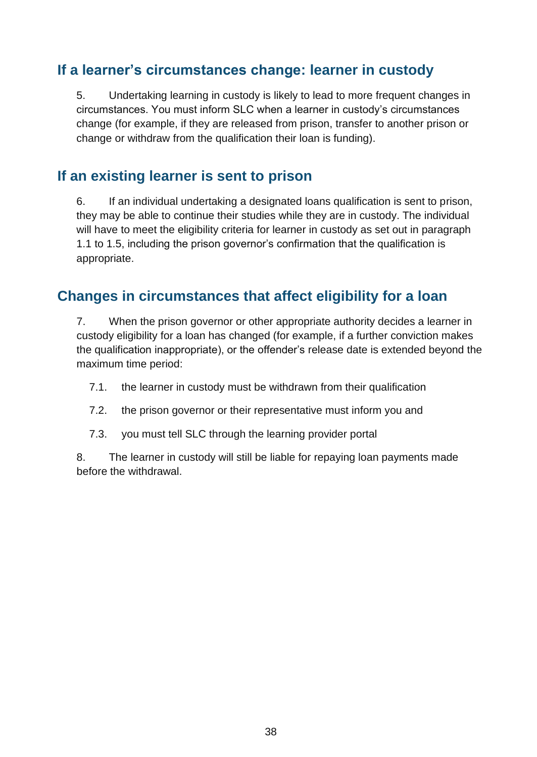## If a learner's circumstances change: learner in custody

5. Undertaking learning in custody is likely to lead to more frequent changes in circumstances. You must inform SLC when a learner in custody's circumstances change (for example, if they are released from prison, transfer to another prison or change or withdraw from the qualification their loan is funding).

## If an existing learner is sent to prison

6. If an individual undertaking a designated loans qualification is sent to prison, they may be able to continue their studies while they are in custody. The individual will have to meet the eligibility criteria for learner in custody as set out in paragraph 1.1 to 1.5, including the prison governor's confirmation that the qualification is appropriate.

## Changes in circumstances that affect eligibility for a loan

7. When the prison governor or other appropriate authority decides a learner in custody eligibility for a loan has changed (for example, if a further conviction makes the qualification inappropriate), or the offender's release date is extended beyond the maximum time period:

   7.1. the learner in custody must be withdrawn from their qualification

   7.2. the prison governor or their representative must inform you and

   7.3. you must tell SLC through the learning provider portal

8. The learner in custody will still be liable for repaying loan payments made before the withdrawal.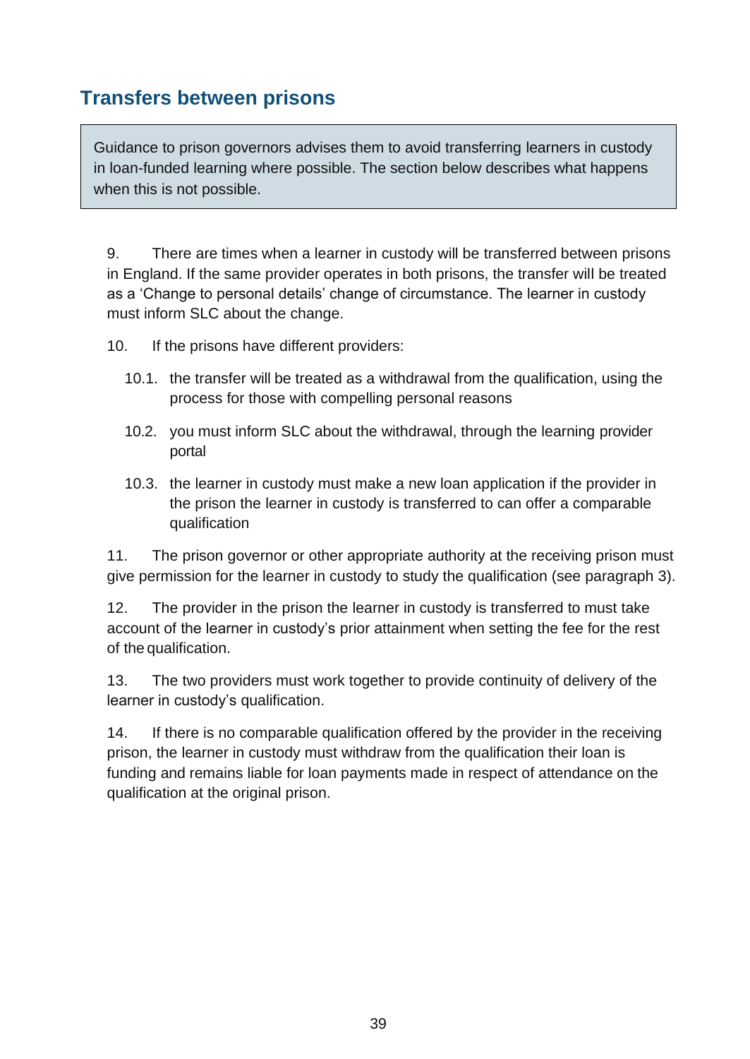## Transfers between prisons

> Guidance to prison governors advises them to avoid transferring learners in custody in loan-funded learning where possible. The section below describes what happens when this is not possible.

9. There are times when a learner in custody will be transferred between prisons in England. If the same provider operates in both prisons, the transfer will be treated as a 'Change to personal details' change of circumstance. The learner in custody must inform SLC about the change.

10. If the prisons have different providers:

    10.1. the transfer will be treated as a withdrawal from the qualification, using the process for those with compelling personal reasons

    10.2. you must inform SLC about the withdrawal, through the learning provider portal

    10.3. the learner in custody must make a new loan application if the provider in the prison the learner in custody is transferred to can offer a comparable qualification

11. The prison governor or other appropriate authority at the receiving prison must give permission for the learner in custody to study the qualification (see paragraph 3).

12. The provider in the prison the learner in custody is transferred to must take account of the learner in custody's prior attainment when setting the fee for the rest of the qualification.

13. The two providers must work together to provide continuity of delivery of the learner in custody's qualification.

14. If there is no comparable qualification offered by the provider in the receiving prison, the learner in custody must withdraw from the qualification their loan is funding and remains liable for loan payments made in respect of attendance on the qualification at the original prison.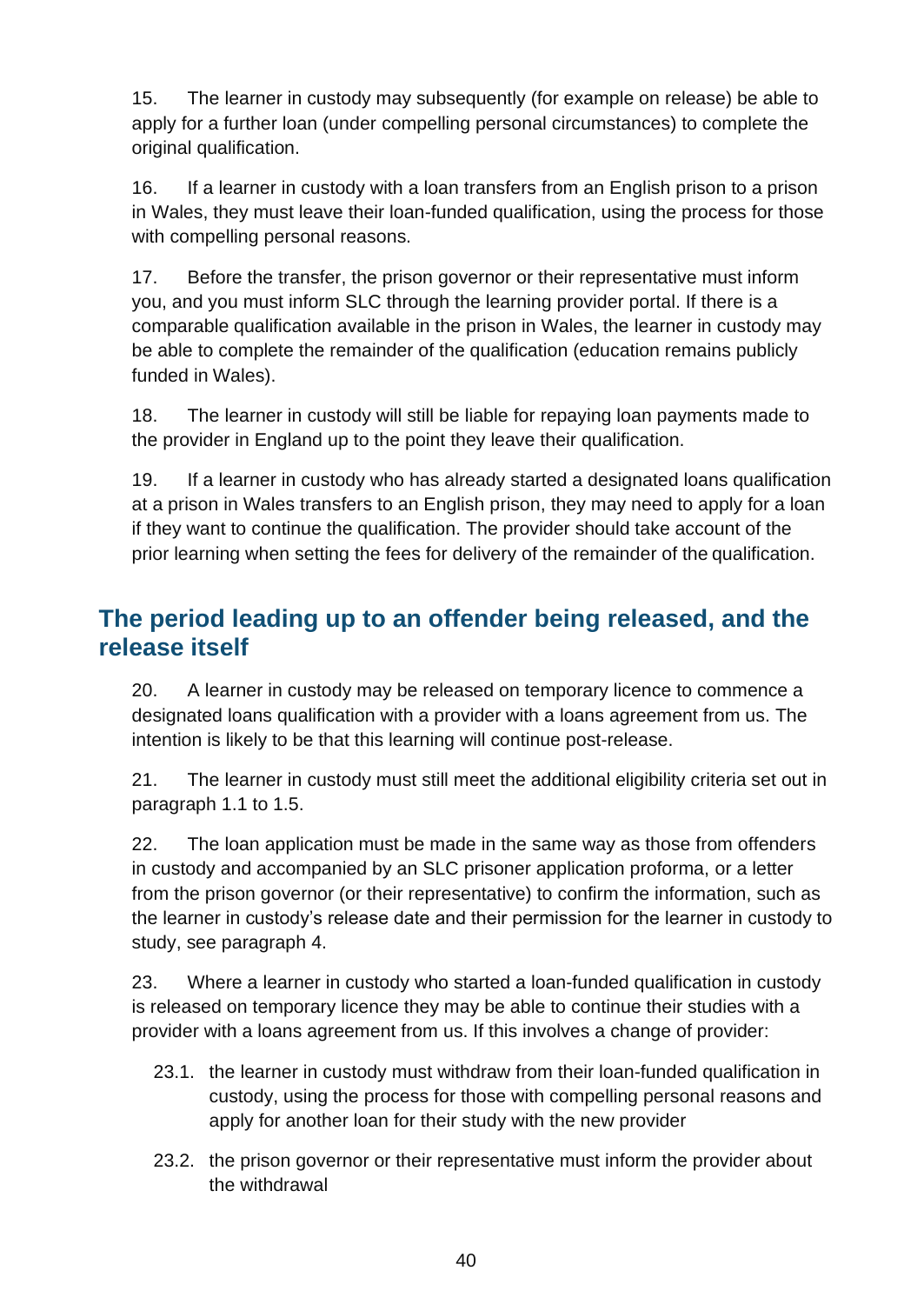15. The learner in custody may subsequently (for example on release) be able to apply for a further loan (under compelling personal circumstances) to complete the original qualification.

16. If a learner in custody with a loan transfers from an English prison to a prison in Wales, they must leave their loan-funded qualification, using the process for those with compelling personal reasons.

17. Before the transfer, the prison governor or their representative must inform you, and you must inform SLC through the learning provider portal. If there is a comparable qualification available in the prison in Wales, the learner in custody may be able to complete the remainder of the qualification (education remains publicly funded in Wales).

18. The learner in custody will still be liable for repaying loan payments made to the provider in England up to the point they leave their qualification.

19. If a learner in custody who has already started a designated loans qualification at a prison in Wales transfers to an English prison, they may need to apply for a loan if they want to continue the qualification. The provider should take account of the prior learning when setting the fees for delivery of the remainder of the qualification.

## The period leading up to an offender being released, and the release itself

20. A learner in custody may be released on temporary licence to commence a designated loans qualification with a provider with a loans agreement from us. The intention is likely to be that this learning will continue post-release.

21. The learner in custody must still meet the additional eligibility criteria set out in paragraph 1.1 to 1.5.

22. The loan application must be made in the same way as those from offenders in custody and accompanied by an SLC prisoner application proforma, or a letter from the prison governor (or their representative) to confirm the information, such as the learner in custody's release date and their permission for the learner in custody to study, see paragraph 4.

23. Where a learner in custody who started a loan-funded qualification in custody is released on temporary licence they may be able to continue their studies with a provider with a loans agreement from us. If this involves a change of provider:

23.1. the learner in custody must withdraw from their loan-funded qualification in custody, using the process for those with compelling personal reasons and apply for another loan for their study with the new provider

23.2. the prison governor or their representative must inform the provider about the withdrawal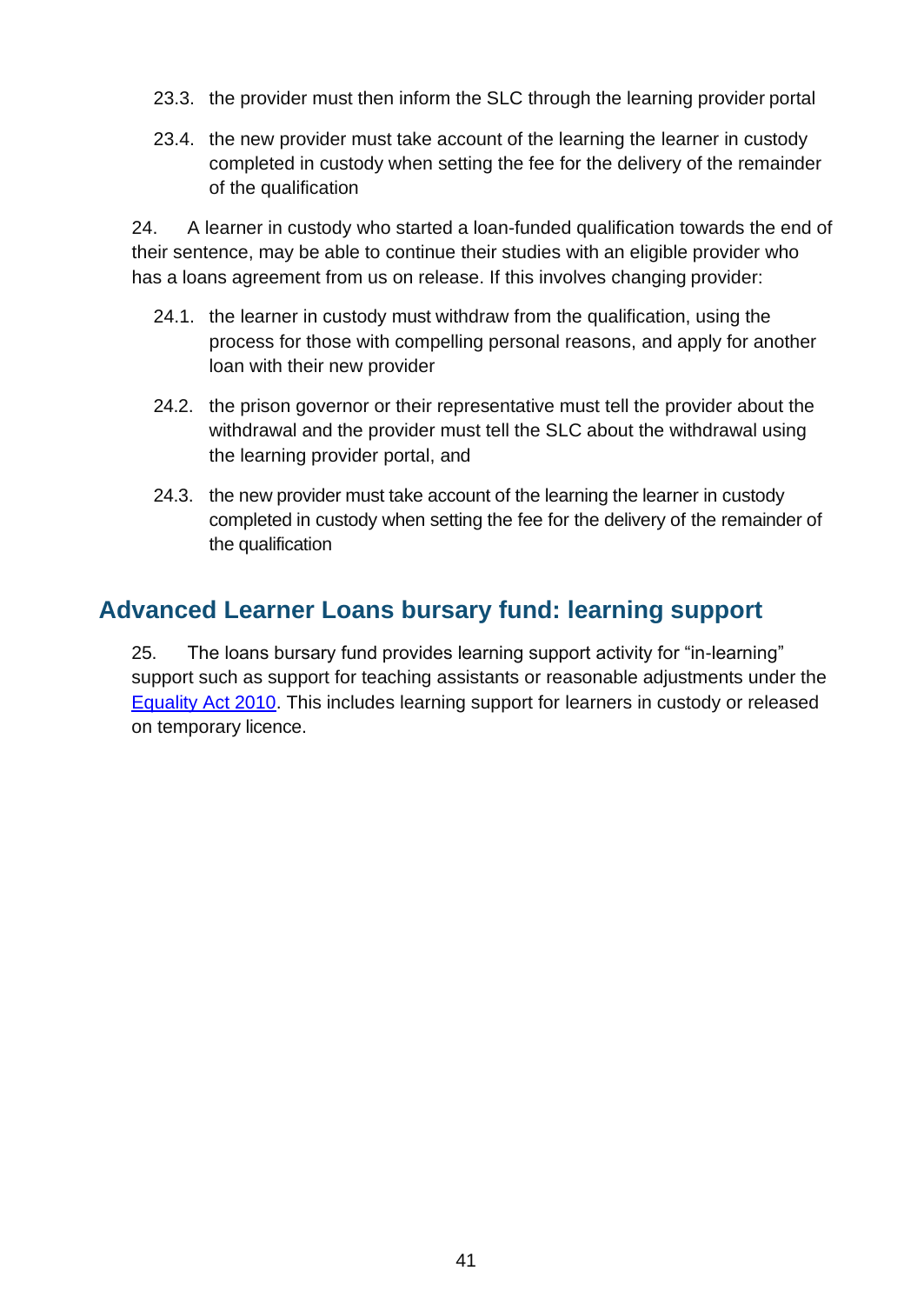23.3. the provider must then inform the SLC through the learning provider portal

23.4. the new provider must take account of the learning the learner in custody completed in custody when setting the fee for the delivery of the remainder of the qualification

24. A learner in custody who started a loan-funded qualification towards the end of their sentence, may be able to continue their studies with an eligible provider who has a loans agreement from us on release. If this involves changing provider:

24.1. the learner in custody must withdraw from the qualification, using the process for those with compelling personal reasons, and apply for another loan with their new provider

24.2. the prison governor or their representative must tell the provider about the withdrawal and the provider must tell the SLC about the withdrawal using the learning provider portal, and

24.3. the new provider must take account of the learning the learner in custody completed in custody when setting the fee for the delivery of the remainder of the qualification

## Advanced Learner Loans bursary fund: learning support

25. The loans bursary fund provides learning support activity for "in-learning" support such as support for teaching assistants or reasonable adjustments under the [Equality Act 2010](). This includes learning support for learners in custody or released on temporary licence.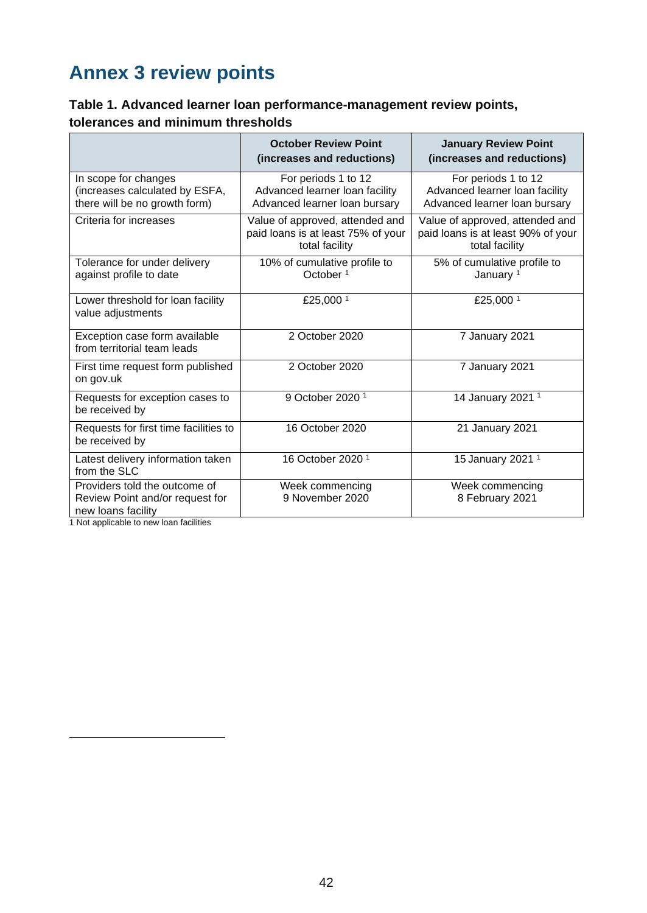# Annex 3 review points

### Table 1. Advanced learner loan performance-management review points, tolerances and minimum thresholds

| | October Review Point (increases and reductions) | January Review Point (increases and reductions) |
|---|---|---|
| In scope for changes (increases calculated by ESFA, there will be no growth form) | For periods 1 to 12 Advanced learner loan facility Advanced learner loan bursary | For periods 1 to 12 Advanced learner loan facility Advanced learner loan bursary |
| Criteria for increases | Value of approved, attended and paid loans is at least 75% of your total facility | Value of approved, attended and paid loans is at least 90% of your total facility |
| Tolerance for under delivery against profile to date | 10% of cumulative profile to October [1] | 5% of cumulative profile to January [1] |
| Lower threshold for loan facility value adjustments | £25,000 [1] | £25,000 [1] |
| Exception case form available from territorial team leads | 2 October 2020 | 7 January 2021 |
| First time request form published on gov.uk | 2 October 2020 | 7 January 2021 |
| Requests for exception cases to be received by | 9 October 2020 [1] | 14 January 2021 [1] |
| Requests for first time facilities to be received by | 16 October 2020 | 21 January 2021 |
| Latest delivery information taken from the SLC | 16 October 2020 [1] | 15 January 2021 [1] |
| Providers told the outcome of Review Point and/or request for new loans facility | Week commencing 9 November 2020 | Week commencing 8 February 2021 |

1 Not applicable to new loan facilities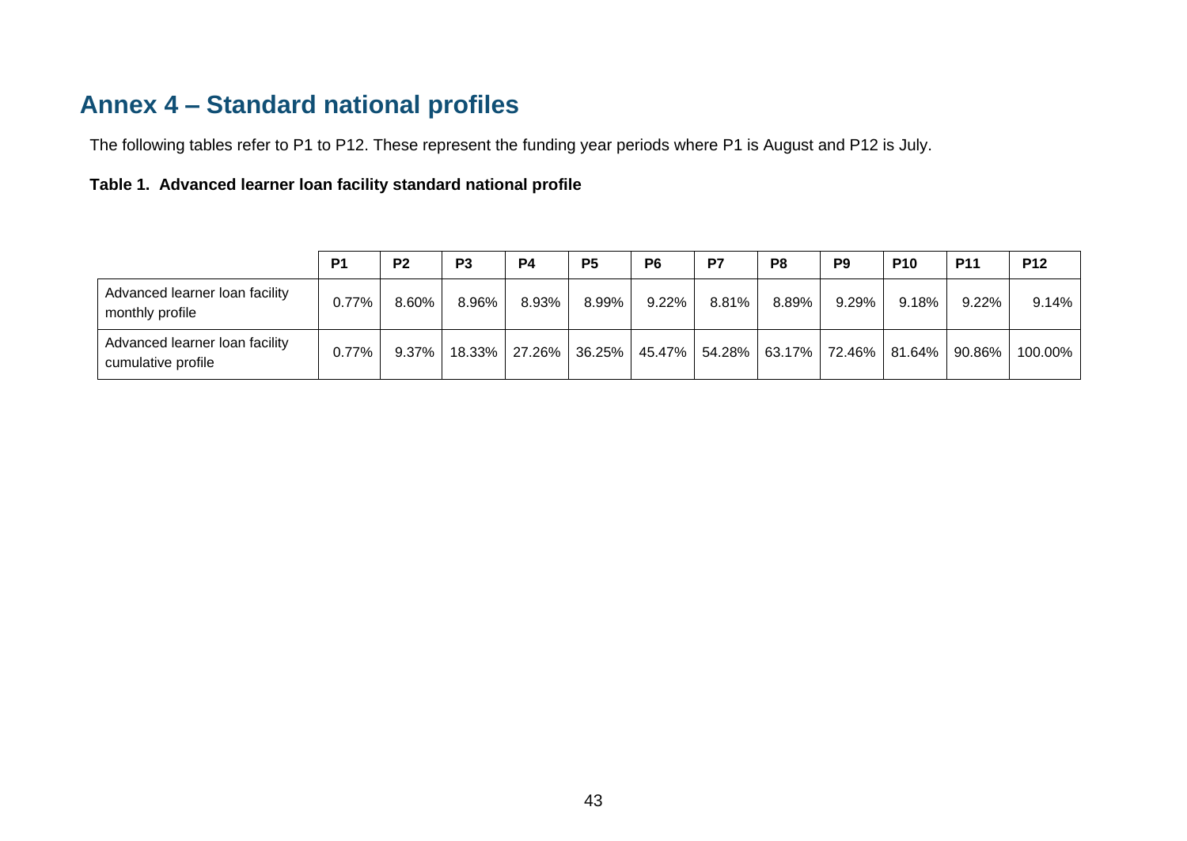# Annex 4 – Standard national profiles

The following tables refer to P1 to P12. These represent the funding year periods where P1 is August and P12 is July.

**Table 1. Advanced learner loan facility standard national profile**

| | P1 | P2 | P3 | P4 | P5 | P6 | P7 | P8 | P9 | P10 | P11 | P12 |
|---|---|---|---|---|---|---|---|---|---|---|---|---|
| Advanced learner loan facility monthly profile | 0.77% | 8.60% | 8.96% | 8.93% | 8.99% | 9.22% | 8.81% | 8.89% | 9.29% | 9.18% | 9.22% | 9.14% |
| Advanced learner loan facility cumulative profile | 0.77% | 9.37% | 18.33% | 27.26% | 36.25% | 45.47% | 54.28% | 63.17% | 72.46% | 81.64% | 90.86% | 100.00% |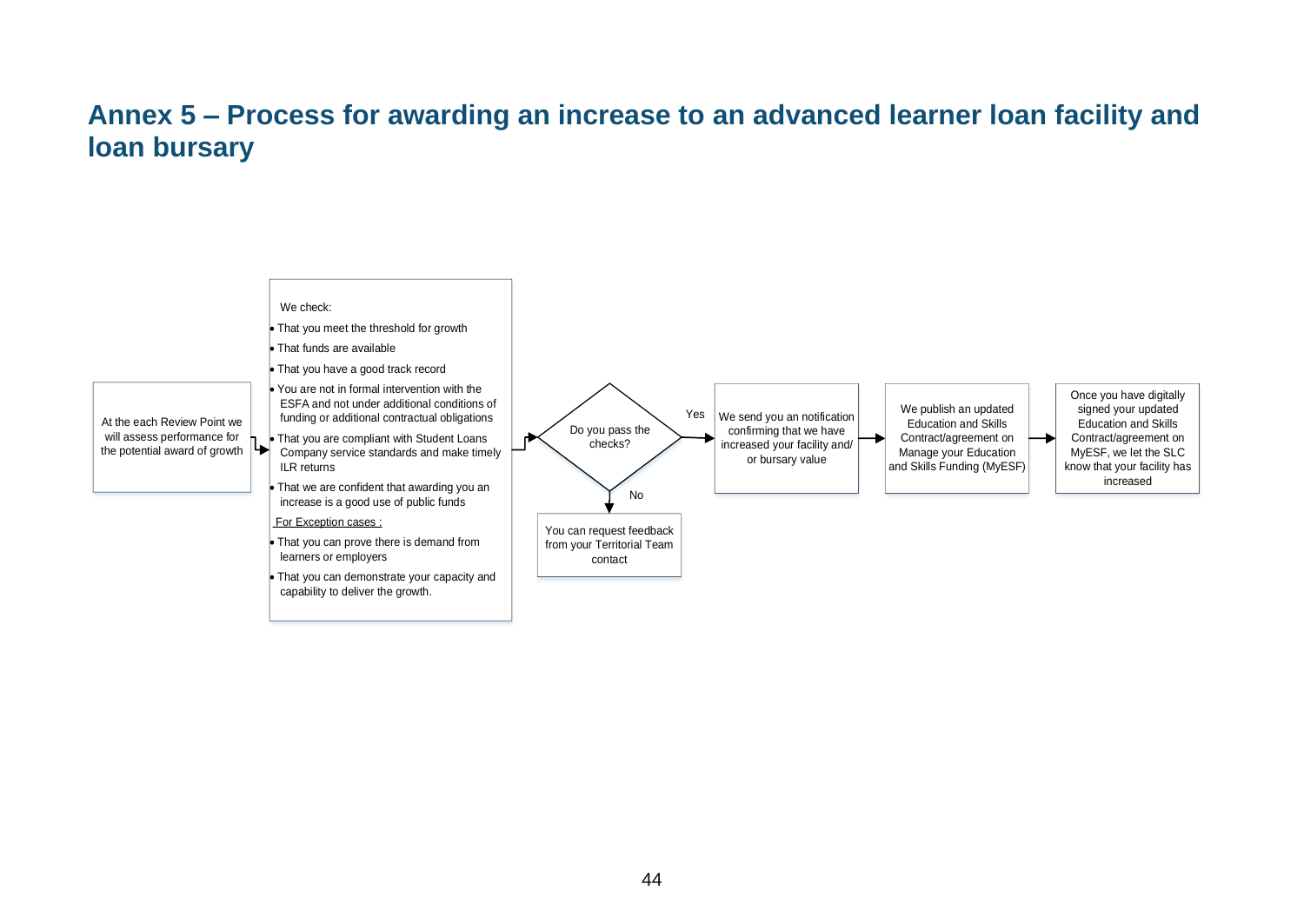# Annex 5 – Process for awarding an increase to an advanced learner loan facility and loan bursary

At the each Review Point we will assess performance for the potential award of growth

We check:

- That you meet the threshold for growth
- That funds are available
- That you have a good track record
- You are not in formal intervention with the ESFA and not under additional conditions of funding or additional contractual obligations
- That you are compliant with Student Loans Company service standards and make timely ILR returns
- That we are confident that awarding you an increase is a good use of public funds

For Exception cases :

- That you can prove there is demand from learners or employers
- That you can demonstrate your capacity and capability to deliver the growth.

Do you pass the checks?

Yes

We send you an notification confirming that we have increased your facility and/ or bursary value

We publish an updated Education and Skills Contract/agreement on Manage your Education and Skills Funding (MyESF)

Once you have digitally signed your updated Education and Skills Contract/agreement on MyESF, we let the SLC know that your facility has increased

No

You can request feedback from your Territorial Team contact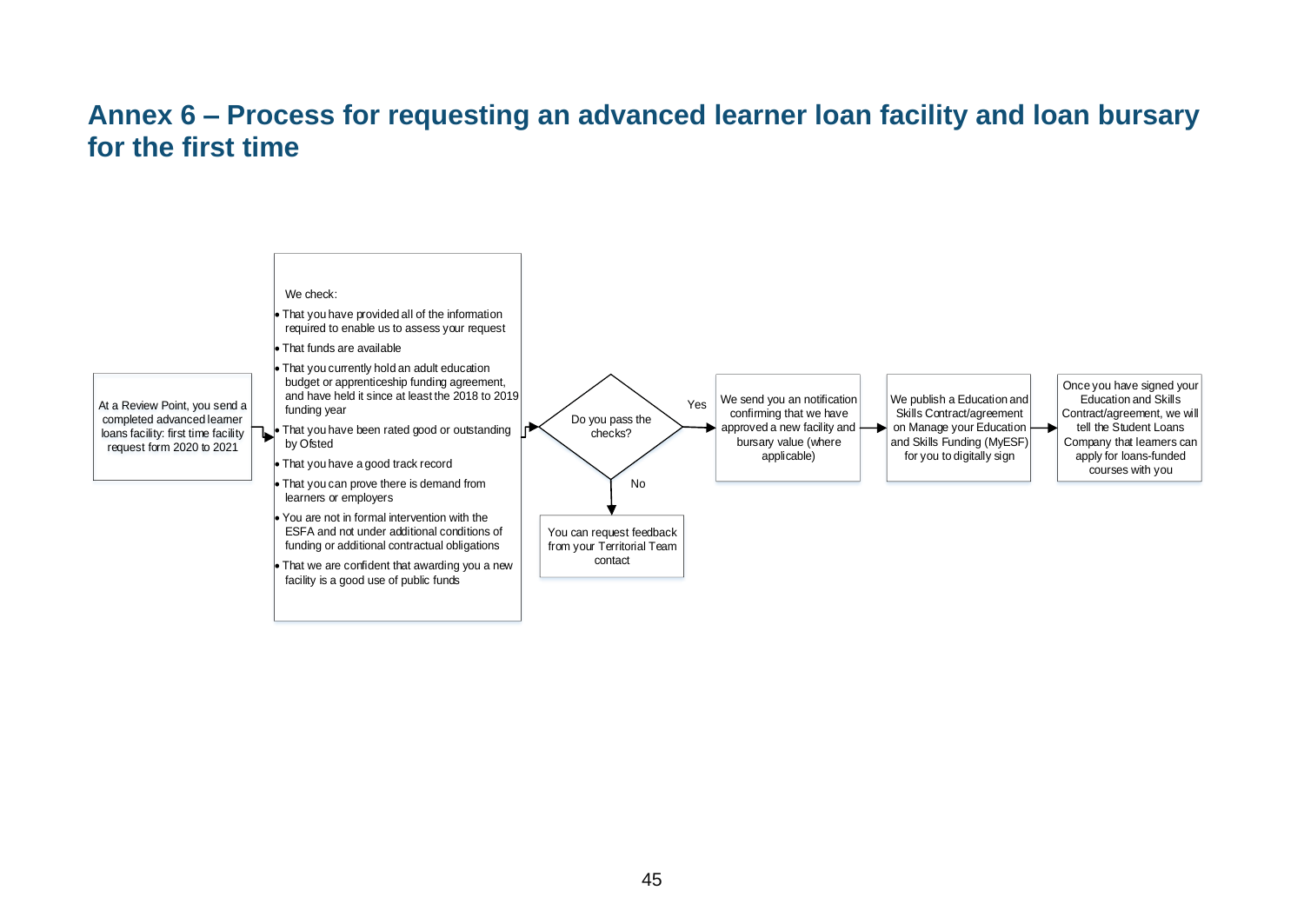# Annex 6 – Process for requesting an advanced learner loan facility and loan bursary for the first time

At a Review Point, you send a completed advanced learner loans facility: first time facility request form 2020 to 2021

We check:

- That you have provided all of the information required to enable us to assess your request
- That funds are available
- That you currently hold an adult education budget or apprenticeship funding agreement, and have held it since at least the 2018 to 2019 funding year
- That you have been rated good or outstanding by Ofsted
- That you have a good track record
- That you can prove there is demand from learners or employers
- You are not in formal intervention with the ESFA and not under additional conditions of funding or additional contractual obligations
- That we are confident that awarding you a new facility is a good use of public funds

Do you pass the checks?

No: You can request feedback from your Territorial Team contact

Yes: We send you an notification confirming that we have approved a new facility and bursary value (where applicable)

We publish a Education and Skills Contract/agreement on Manage your Education and Skills Funding (MyESF) for you to digitally sign

Once you have signed your Education and Skills Contract/agreement, we will tell the Student Loans Company that learners can apply for loans-funded courses with you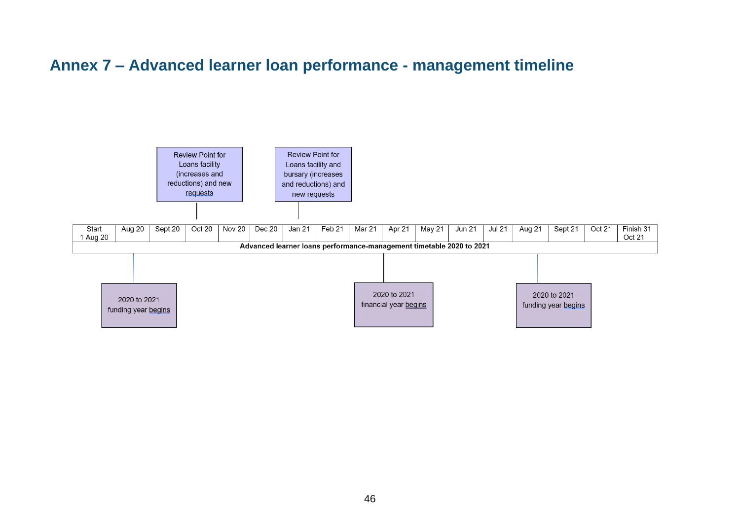# Annex 7 – Advanced learner loan performance - management timeline

Review Point for Loans facility (increases and reductions) and new requests

Review Point for Loans facility and bursary (increases and reductions) and new requests

| Start 1 Aug 20 | Aug 20 | Sept 20 | Oct 20 | Nov 20 | Dec 20 | Jan 21 | Feb 21 | Mar 21 | Apr 21 | May 21 | Jun 21 | Jul 21 | Aug 21 | Sept 21 | Oct 21 | Finish 31 Oct 21 |
|---|---|---|---|---|---|---|---|---|---|---|---|---|---|---|---|---|
| **Advanced learner loans performance-management timetable 2020 to 2021** | | | | | | | | | | | | | | | | |

2020 to 2021 funding year begins

2020 to 2021 financial year begins

2020 to 2021 funding year begins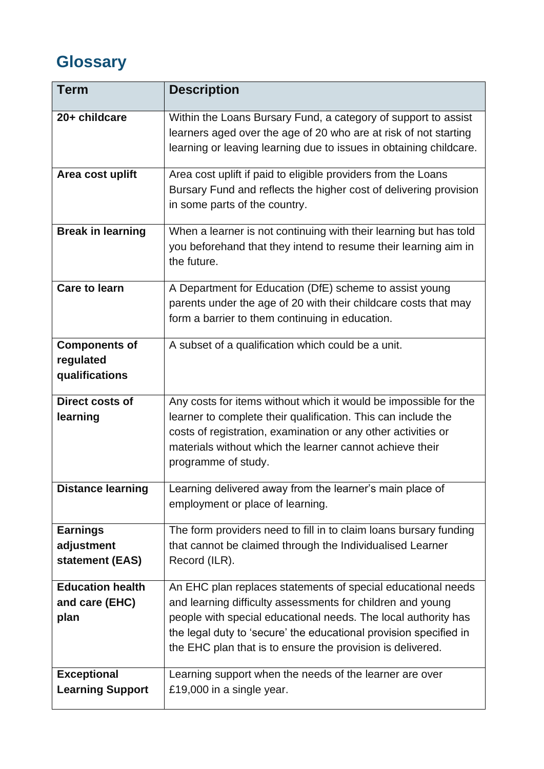## Glossary

| Term | Description |
|---|---|
| **20+ childcare** | Within the Loans Bursary Fund, a category of support to assist learners aged over the age of 20 who are at risk of not starting learning or leaving learning due to issues in obtaining childcare. |
| **Area cost uplift** | Area cost uplift if paid to eligible providers from the Loans Bursary Fund and reflects the higher cost of delivering provision in some parts of the country. |
| **Break in learning** | When a learner is not continuing with their learning but has told you beforehand that they intend to resume their learning aim in the future. |
| **Care to learn** | A Department for Education (DfE) scheme to assist young parents under the age of 20 with their childcare costs that may form a barrier to them continuing in education. |
| **Components of regulated qualifications** | A subset of a qualification which could be a unit. |
| **Direct costs of learning** | Any costs for items without which it would be impossible for the learner to complete their qualification. This can include the costs of registration, examination or any other activities or materials without which the learner cannot achieve their programme of study. |
| **Distance learning** | Learning delivered away from the learner's main place of employment or place of learning. |
| **Earnings adjustment statement (EAS)** | The form providers need to fill in to claim loans bursary funding that cannot be claimed through the Individualised Learner Record (ILR). |
| **Education health and care (EHC) plan** | An EHC plan replaces statements of special educational needs and learning difficulty assessments for children and young people with special educational needs. The local authority has the legal duty to 'secure' the educational provision specified in the EHC plan that is to ensure the provision is delivered. |
| **Exceptional Learning Support** | Learning support when the needs of the learner are over £19,000 in a single year. |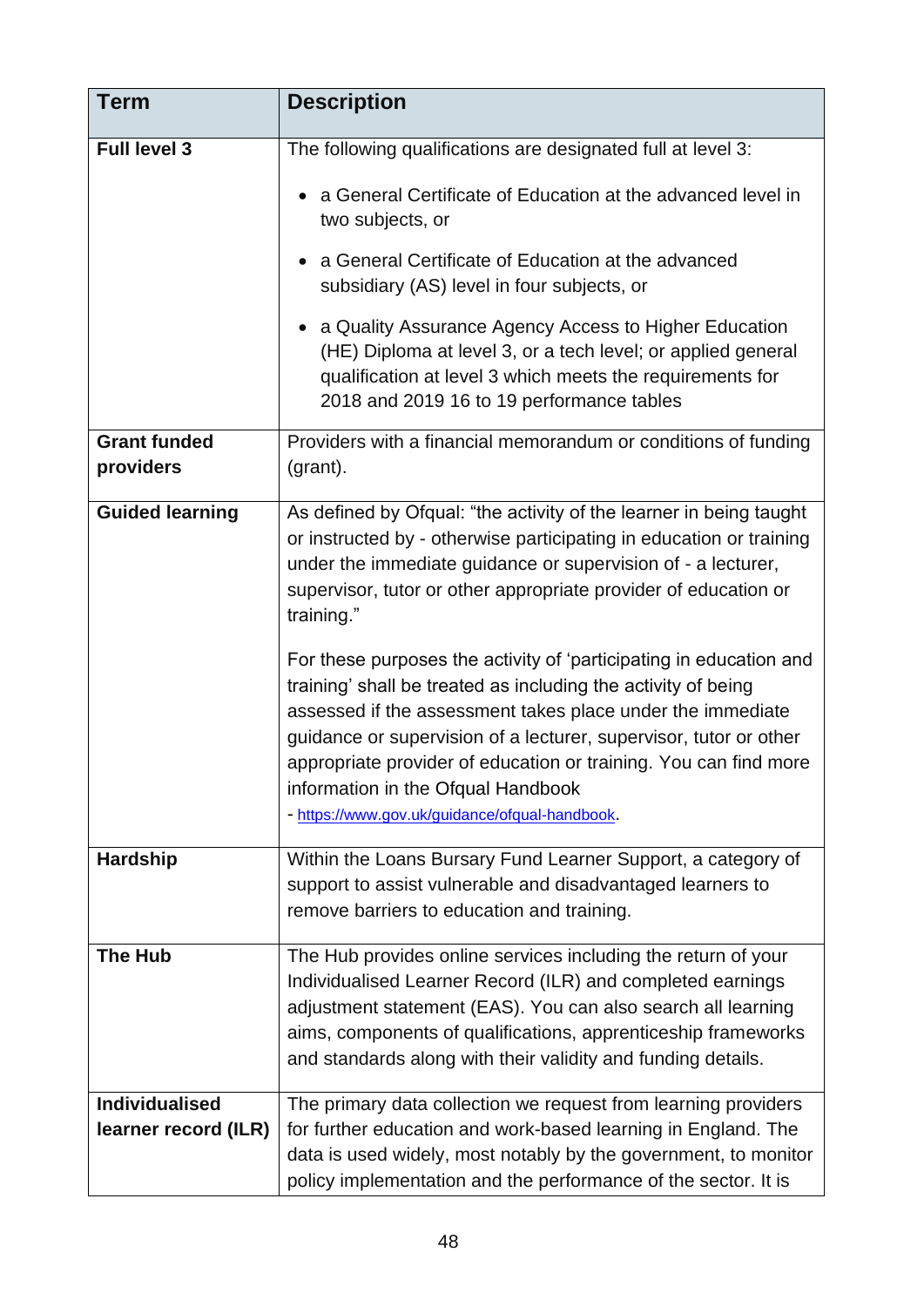| Term | Description |
|---|---|
| **Full level 3** | The following qualifications are designated full at level 3:<br><br>• a General Certificate of Education at the advanced level in two subjects, or<br><br>• a General Certificate of Education at the advanced subsidiary (AS) level in four subjects, or<br><br>• a Quality Assurance Agency Access to Higher Education (HE) Diploma at level 3, or a tech level; or applied general qualification at level 3 which meets the requirements for 2018 and 2019 16 to 19 performance tables |
| **Grant funded providers** | Providers with a financial memorandum or conditions of funding (grant). |
| **Guided learning** | As defined by Ofqual: "the activity of the learner in being taught or instructed by - otherwise participating in education or training under the immediate guidance or supervision of - a lecturer, supervisor, tutor or other appropriate provider of education or training."<br><br>For these purposes the activity of 'participating in education and training' shall be treated as including the activity of being assessed if the assessment takes place under the immediate guidance or supervision of a lecturer, supervisor, tutor or other appropriate provider of education or training. You can find more information in the Ofqual Handbook - [https://www.gov.uk/guidance/ofqual-handbook](https://www.gov.uk/guidance/ofqual-handbook). |
| **Hardship** | Within the Loans Bursary Fund Learner Support, a category of support to assist vulnerable and disadvantaged learners to remove barriers to education and training. |
| **The Hub** | The Hub provides online services including the return of your Individualised Learner Record (ILR) and completed earnings adjustment statement (EAS). You can also search all learning aims, components of qualifications, apprenticeship frameworks and standards along with their validity and funding details. |
| **Individualised learner record (ILR)** | The primary data collection we request from learning providers for further education and work-based learning in England. The data is used widely, most notably by the government, to monitor policy implementation and the performance of the sector. It is |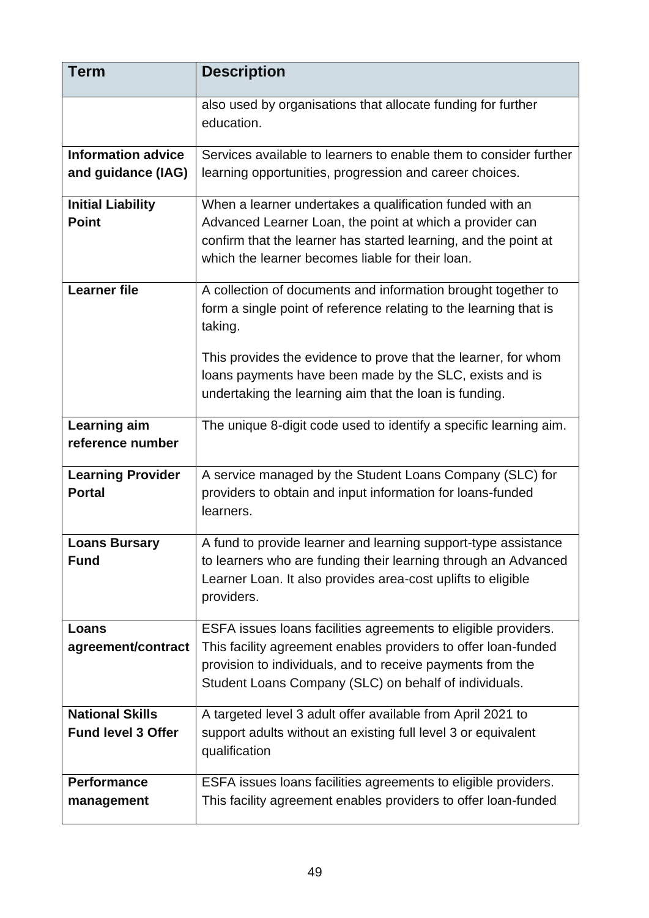| Term | Description |
|---|---|
| | also used by organisations that allocate funding for further education. |
| **Information advice and guidance (IAG)** | Services available to learners to enable them to consider further learning opportunities, progression and career choices. |
| **Initial Liability Point** | When a learner undertakes a qualification funded with an Advanced Learner Loan, the point at which a provider can confirm that the learner has started learning, and the point at which the learner becomes liable for their loan. |
| **Learner file** | A collection of documents and information brought together to form a single point of reference relating to the learning that is taking.<br><br>This provides the evidence to prove that the learner, for whom loans payments have been made by the SLC, exists and is undertaking the learning aim that the loan is funding. |
| **Learning aim reference number** | The unique 8-digit code used to identify a specific learning aim. |
| **Learning Provider Portal** | A service managed by the Student Loans Company (SLC) for providers to obtain and input information for loans-funded learners. |
| **Loans Bursary Fund** | A fund to provide learner and learning support-type assistance to learners who are funding their learning through an Advanced Learner Loan. It also provides area-cost uplifts to eligible providers. |
| **Loans agreement/contract** | ESFA issues loans facilities agreements to eligible providers. This facility agreement enables providers to offer loan-funded provision to individuals, and to receive payments from the Student Loans Company (SLC) on behalf of individuals. |
| **National Skills Fund level 3 Offer** | A targeted level 3 adult offer available from April 2021 to support adults without an existing full level 3 or equivalent qualification |
| **Performance management** | ESFA issues loans facilities agreements to eligible providers. This facility agreement enables providers to offer loan-funded |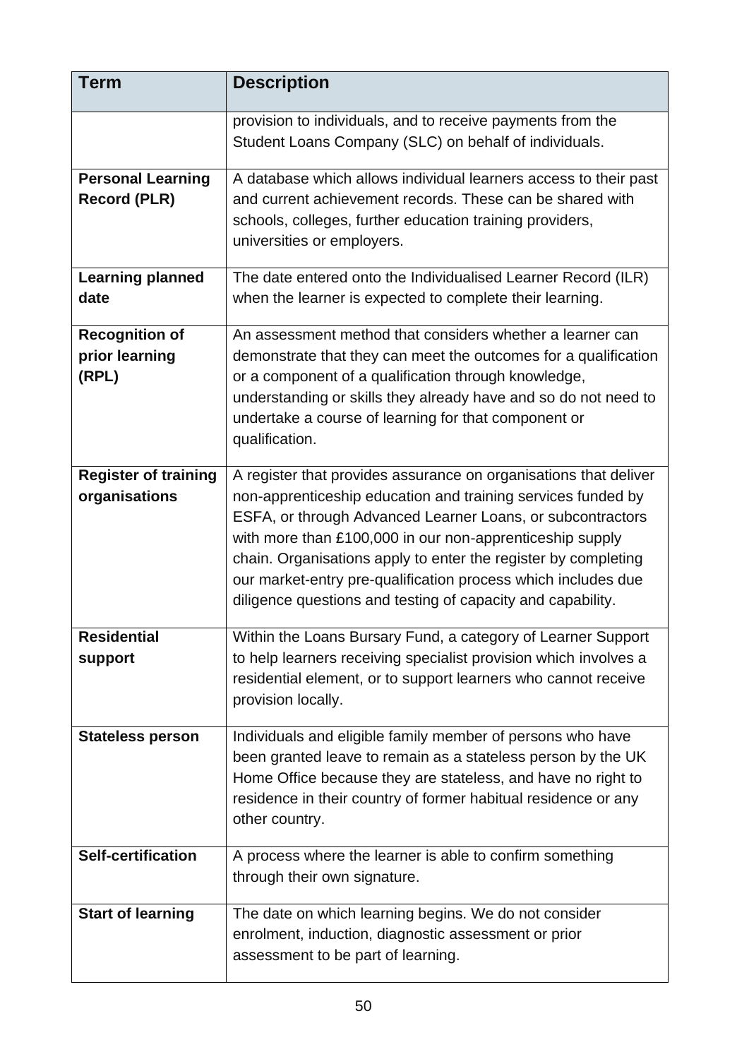| Term | Description |
|---|---|
| | provision to individuals, and to receive payments from the Student Loans Company (SLC) on behalf of individuals. |
| **Personal Learning Record (PLR)** | A database which allows individual learners access to their past and current achievement records. These can be shared with schools, colleges, further education training providers, universities or employers. |
| **Learning planned date** | The date entered onto the Individualised Learner Record (ILR) when the learner is expected to complete their learning. |
| **Recognition of prior learning (RPL)** | An assessment method that considers whether a learner can demonstrate that they can meet the outcomes for a qualification or a component of a qualification through knowledge, understanding or skills they already have and so do not need to undertake a course of learning for that component or qualification. |
| **Register of training organisations** | A register that provides assurance on organisations that deliver non-apprenticeship education and training services funded by ESFA, or through Advanced Learner Loans, or subcontractors with more than £100,000 in our non-apprenticeship supply chain. Organisations apply to enter the register by completing our market-entry pre-qualification process which includes due diligence questions and testing of capacity and capability. |
| **Residential support** | Within the Loans Bursary Fund, a category of Learner Support to help learners receiving specialist provision which involves a residential element, or to support learners who cannot receive provision locally. |
| **Stateless person** | Individuals and eligible family member of persons who have been granted leave to remain as a stateless person by the UK Home Office because they are stateless, and have no right to residence in their country of former habitual residence or any other country. |
| **Self-certification** | A process where the learner is able to confirm something through their own signature. |
| **Start of learning** | The date on which learning begins. We do not consider enrolment, induction, diagnostic assessment or prior assessment to be part of learning. |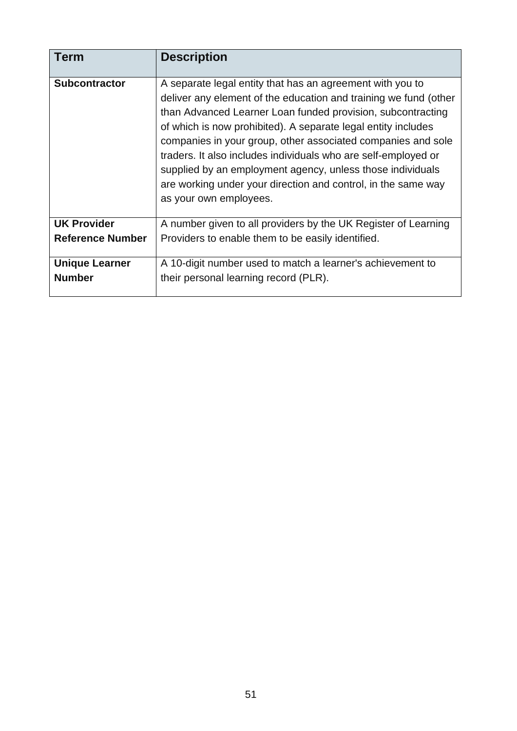| Term | Description |
| --- | --- |
| **Subcontractor** | A separate legal entity that has an agreement with you to deliver any element of the education and training we fund (other than Advanced Learner Loan funded provision, subcontracting of which is now prohibited). A separate legal entity includes companies in your group, other associated companies and sole traders. It also includes individuals who are self-employed or supplied by an employment agency, unless those individuals are working under your direction and control, in the same way as your own employees. |
| **UK Provider Reference Number** | A number given to all providers by the UK Register of Learning Providers to enable them to be easily identified. |
| **Unique Learner Number** | A 10-digit number used to match a learner's achievement to their personal learning record (PLR). |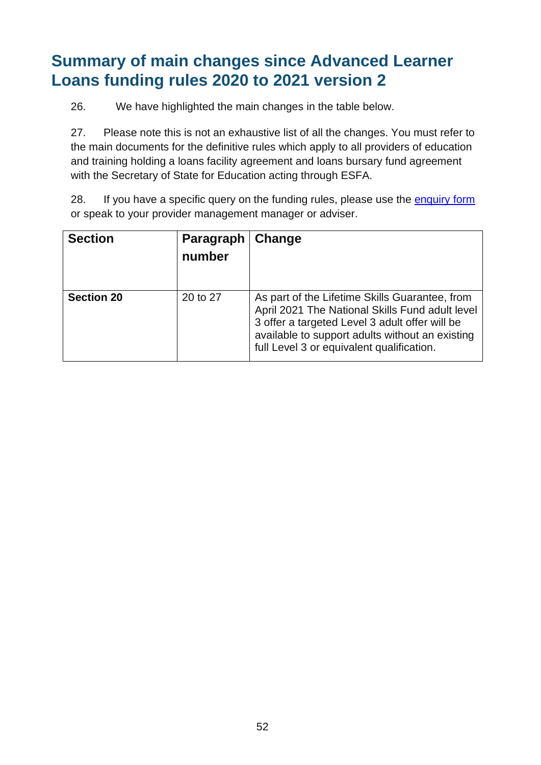## Summary of main changes since Advanced Learner Loans funding rules 2020 to 2021 version 2

26. We have highlighted the main changes in the table below.

27. Please note this is not an exhaustive list of all the changes. You must refer to the main documents for the definitive rules which apply to all providers of education and training holding a loans facility agreement and loans bursary fund agreement with the Secretary of State for Education acting through ESFA.

28. If you have a specific query on the funding rules, please use the [enquiry form](enquiry form) or speak to your provider management manager or adviser.

| Section | Paragraph number | Change |
|---|---|---|
| **Section 20** | 20 to 27 | As part of the Lifetime Skills Guarantee, from April 2021 The National Skills Fund adult level 3 offer a targeted Level 3 adult offer will be available to support adults without an existing full Level 3 or equivalent qualification. |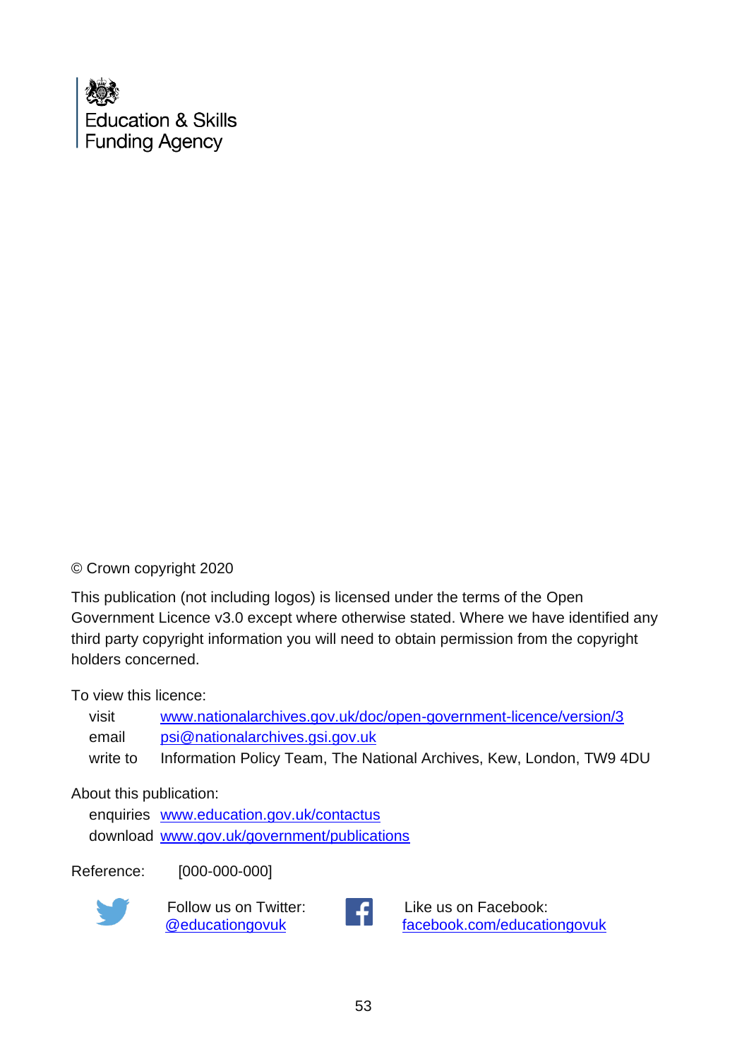Education & Skills Funding Agency

© Crown copyright 2020

This publication (not including logos) is licensed under the terms of the Open Government Licence v3.0 except where otherwise stated. Where we have identified any third party copyright information you will need to obtain permission from the copyright holders concerned.

To view this licence:

| | |
|---|---|
| visit | www.nationalarchives.gov.uk/doc/open-government-licence/version/3 |
| email | psi@nationalarchives.gsi.gov.uk |
| write to | Information Policy Team, The National Archives, Kew, London, TW9 4DU |

About this publication:

| | |
|---|---|
| enquiries | www.education.gov.uk/contactus |
| download | www.gov.uk/government/publications |

Reference: [000-000-000]

Follow us on Twitter: @educationgovuk

Like us on Facebook: facebook.com/educationgovuk